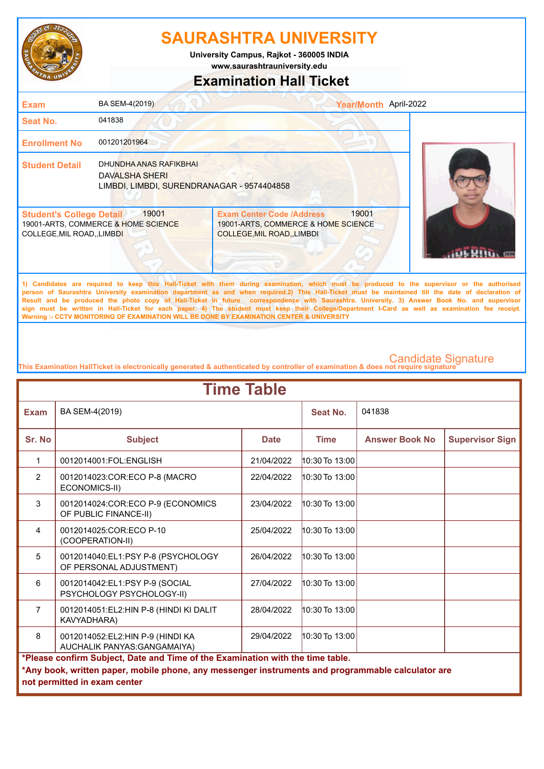# SAURASHTRA UNIVERSITY

University Campus, Rajkot - 360005 INDIA
www.saurashtrauniversity.edu

## Examination Hall Ticket

| | | | |
|---|---|---|---|
| **Exam** | BA SEM-4(2019) | **Year/Month** | April-2022 |
| **Seat No.** | 041838 | | |
| **Enrollment No** | 001201201964 | | |
| **Student Detail** | DHUNDHA ANAS RAFIKBHAI<br>DAVALSHA SHERI<br>LIMBDI, LIMBDI, SURENDRANAGAR - 9574404858 | | |

| **Student's College Detail** 19001 | **Exam Center Code /Address** 19001 |
|---|---|
| 19001-ARTS, COMMERCE & HOME SCIENCE COLLEGE,MIL ROAD,,LIMBDI | 19001-ARTS, COMMERCE & HOME SCIENCE COLLEGE,MIL ROAD,,LIMBDI |

1) Candidates are required to keep this Hall-Ticket with them during examination, which must be produced to the supervisor or the authorised person of Saurashtra University examination department as and when required.2) This Hall-Ticket must be maintained till the date of declaration of Result and be produced the photo copy of Hall-Ticket in future correspondence with Saurashtra. University. 3) Answer Book No. and supervisor sign must be written in Hall-Ticket for each paper. 4) The student must keep their College/Department I-Card as well as examination fee receipt.
Warning :- CCTV MONITORING OF EXAMINATION WILL BE DONE BY EXAMINATION CENTER & UNIVERSITY

Candidate Signature

This Examination HallTicket is electronically generated & authenticated by controller of examination & does not require signature

## Time Table

| **Exam** | BA SEM-4(2019) | | **Seat No.** | 041838 | |
|---|---|---|---|---|---|
| **Sr. No** | **Subject** | **Date** | **Time** | **Answer Book No** | **Supervisor Sign** |
| 1 | 0012014001:FOL:ENGLISH | 21/04/2022 | 10:30 To 13:00 | | |
| 2 | 0012014023:COR:ECO P-8 (MACRO ECONOMICS-II) | 22/04/2022 | 10:30 To 13:00 | | |
| 3 | 0012014024:COR:ECO P-9 (ECONOMICS OF PUBLIC FINANCE-II) | 23/04/2022 | 10:30 To 13:00 | | |
| 4 | 0012014025:COR:ECO P-10 (COOPERATION-II) | 25/04/2022 | 10:30 To 13:00 | | |
| 5 | 0012014040:EL1:PSY P-8 (PSYCHOLOGY OF PERSONAL ADJUSTMENT) | 26/04/2022 | 10:30 To 13:00 | | |
| 6 | 0012014042:EL1:PSY P-9 (SOCIAL PSYCHOLOGY PSYCHOLOGY-II) | 27/04/2022 | 10:30 To 13:00 | | |
| 7 | 0012014051:EL2:HIN P-8 (HINDI KI DALIT KAVYADHARA) | 28/04/2022 | 10:30 To 13:00 | | |
| 8 | 0012014052:EL2:HIN P-9 (HINDI KA AUCHALIK PANYAS:GANGAMAIYA) | 29/04/2022 | 10:30 To 13:00 | | |

**\*Please confirm Subject, Date and Time of the Examination with the time table.**

**\*Any book, written paper, mobile phone, any messenger instruments and programmable calculator are not permitted in exam center**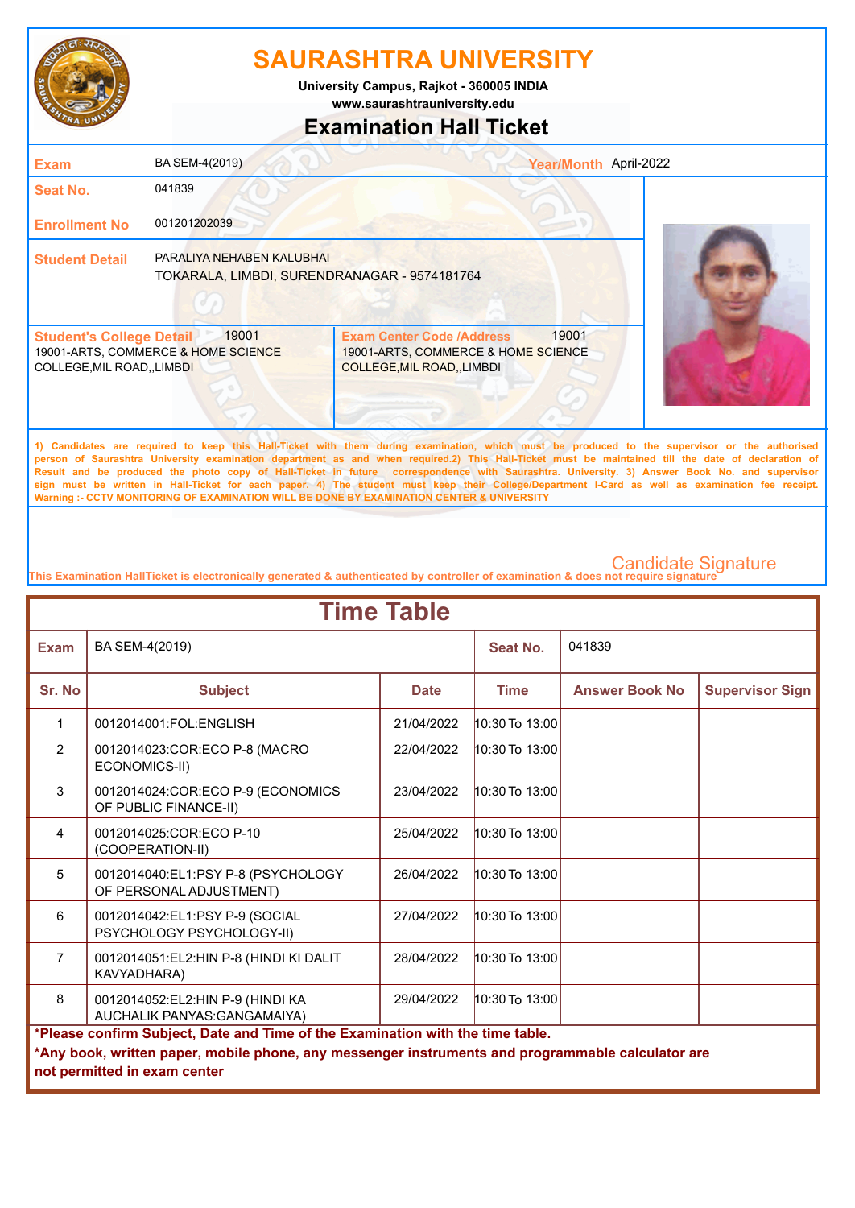# SAURASHTRA UNIVERSITY

University Campus, Rajkot - 360005 INDIA

www.saurashtrauniversity.edu

## Examination Hall Ticket

| | | | |
|---|---|---|---|
| **Exam** | BA SEM-4(2019) | **Year/Month** | April-2022 |
| **Seat No.** | 041839 | | |
| **Enrollment No** | 001201202039 | | |
| **Student Detail** | PARALIYA NEHABEN KALUBHAI<br>TOKARALA, LIMBDI, SURENDRANAGAR - 9574181764 | | |

| **Student's College Detail** 19001 | **Exam Center Code /Address** 19001 |
|---|---|
| 19001-ARTS, COMMERCE & HOME SCIENCE COLLEGE,MIL ROAD,,LIMBDI | 19001-ARTS, COMMERCE & HOME SCIENCE COLLEGE,MIL ROAD,,LIMBDI |

1) Candidates are required to keep this Hall-Ticket with them during examination, which must be produced to the supervisor or the authorised person of Saurashtra University examination department as and when required.2) This Hall-Ticket must be maintained till the date of declaration of Result and be produced the photo copy of Hall-Ticket in future correspondence with Saurashtra. University. 3) Answer Book No. and supervisor sign must be written in Hall-Ticket for each paper. 4) The student must keep their College/Department I-Card as well as examination fee receipt.
Warning :- CCTV MONITORING OF EXAMINATION WILL BE DONE BY EXAMINATION CENTER & UNIVERSITY

Candidate Signature

This Examination HallTicket is electronically generated & authenticated by controller of examination & does not require signature

## Time Table

**Exam:** BA SEM-4(2019) **Seat No.:** 041839

| Sr. No | Subject | Date | Time | Answer Book No | Supervisor Sign |
|---|---|---|---|---|---|
| 1 | 0012014001:FOL:ENGLISH | 21/04/2022 | 10:30 To 13:00 | | |
| 2 | 0012014023:COR:ECO P-8 (MACRO ECONOMICS-II) | 22/04/2022 | 10:30 To 13:00 | | |
| 3 | 0012014024:COR:ECO P-9 (ECONOMICS OF PUBLIC FINANCE-II) | 23/04/2022 | 10:30 To 13:00 | | |
| 4 | 0012014025:COR:ECO P-10 (COOPERATION-II) | 25/04/2022 | 10:30 To 13:00 | | |
| 5 | 0012014040:EL1:PSY P-8 (PSYCHOLOGY OF PERSONAL ADJUSTMENT) | 26/04/2022 | 10:30 To 13:00 | | |
| 6 | 0012014042:EL1:PSY P-9 (SOCIAL PSYCHOLOGY PSYCHOLOGY-II) | 27/04/2022 | 10:30 To 13:00 | | |
| 7 | 0012014051:EL2:HIN P-8 (HINDI KI DALIT KAVYADHARA) | 28/04/2022 | 10:30 To 13:00 | | |
| 8 | 0012014052:EL2:HIN P-9 (HINDI KA AUCHALIK PANYAS:GANGAMAIYA) | 29/04/2022 | 10:30 To 13:00 | | |

**\*Please confirm Subject, Date and Time of the Examination with the time table.**

**\*Any book, written paper, mobile phone, any messenger instruments and programmable calculator are not permitted in exam center**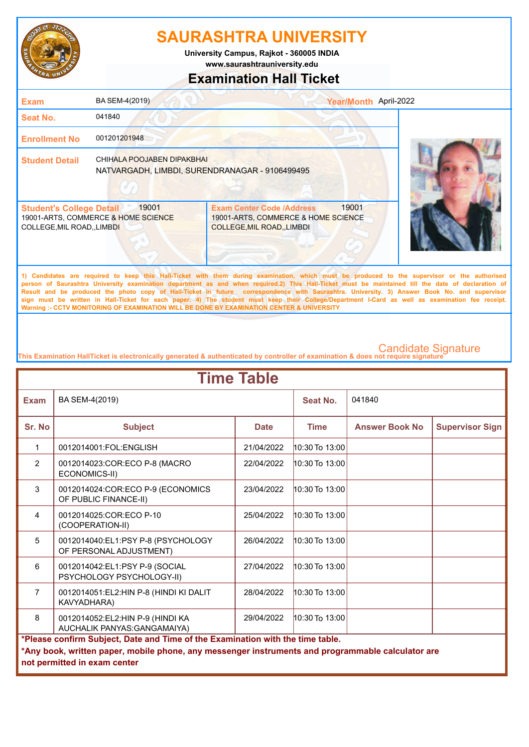# SAURASHTRA UNIVERSITY

University Campus, Rajkot - 360005 INDIA
www.saurashtrauniversity.edu

## Examination Hall Ticket

| | | | |
|---|---|---|---|
| **Exam** | BA SEM-4(2019) | **Year/Month** | April-2022 |
| **Seat No.** | 041840 | | |
| **Enrollment No** | 001201201948 | | |
| **Student Detail** | CHIHALA POOJABEN DIPAKBHAI<br>NATVARGADH, LIMBDI, SURENDRANAGAR - 9106499495 | | |

| **Student's College Detail** 19001 | **Exam Center Code /Address** 19001 |
|---|---|
| 19001-ARTS, COMMERCE & HOME SCIENCE COLLEGE,MIL ROAD,,LIMBDI | 19001-ARTS, COMMERCE & HOME SCIENCE COLLEGE,MIL ROAD,,LIMBDI |

1) Candidates are required to keep this Hall-Ticket with them during examination, which must be produced to the supervisor or the authorised person of Saurashtra University examination department as and when required.2) This Hall-Ticket must be maintained till the date of declaration of Result and be produced the photo copy of Hall-Ticket in future correspondence with Saurashtra. University. 3) Answer Book No. and supervisor sign must be written in Hall-Ticket for each paper. 4) The student must keep their College/Department I-Card as well as examination fee receipt.
Warning :- CCTV MONITORING OF EXAMINATION WILL BE DONE BY EXAMINATION CENTER & UNIVERSITY

Candidate Signature

This Examination HallTicket is electronically generated & authenticated by controller of examination & does not require signature

## Time Table

| **Exam** | BA SEM-4(2019) | | **Seat No.** | 041840 | |
|---|---|---|---|---|---|
| **Sr. No** | **Subject** | **Date** | **Time** | **Answer Book No** | **Supervisor Sign** |
| 1 | 0012014001:FOL:ENGLISH | 21/04/2022 | 10:30 To 13:00 | | |
| 2 | 0012014023:COR:ECO P-8 (MACRO ECONOMICS-II) | 22/04/2022 | 10:30 To 13:00 | | |
| 3 | 0012014024:COR:ECO P-9 (ECONOMICS OF PUBLIC FINANCE-II) | 23/04/2022 | 10:30 To 13:00 | | |
| 4 | 0012014025:COR:ECO P-10 (COOPERATION-II) | 25/04/2022 | 10:30 To 13:00 | | |
| 5 | 0012014040:EL1:PSY P-8 (PSYCHOLOGY OF PERSONAL ADJUSTMENT) | 26/04/2022 | 10:30 To 13:00 | | |
| 6 | 0012014042:EL1:PSY P-9 (SOCIAL PSYCHOLOGY PSYCHOLOGY-II) | 27/04/2022 | 10:30 To 13:00 | | |
| 7 | 0012014051:EL2:HIN P-8 (HINDI KI DALIT KAVYADHARA) | 28/04/2022 | 10:30 To 13:00 | | |
| 8 | 0012014052:EL2:HIN P-9 (HINDI KA AUCHALIK PANYAS:GANGAMAIYA) | 29/04/2022 | 10:30 To 13:00 | | |

**\*Please confirm Subject, Date and Time of the Examination with the time table.**

**\*Any book, written paper, mobile phone, any messenger instruments and programmable calculator are not permitted in exam center**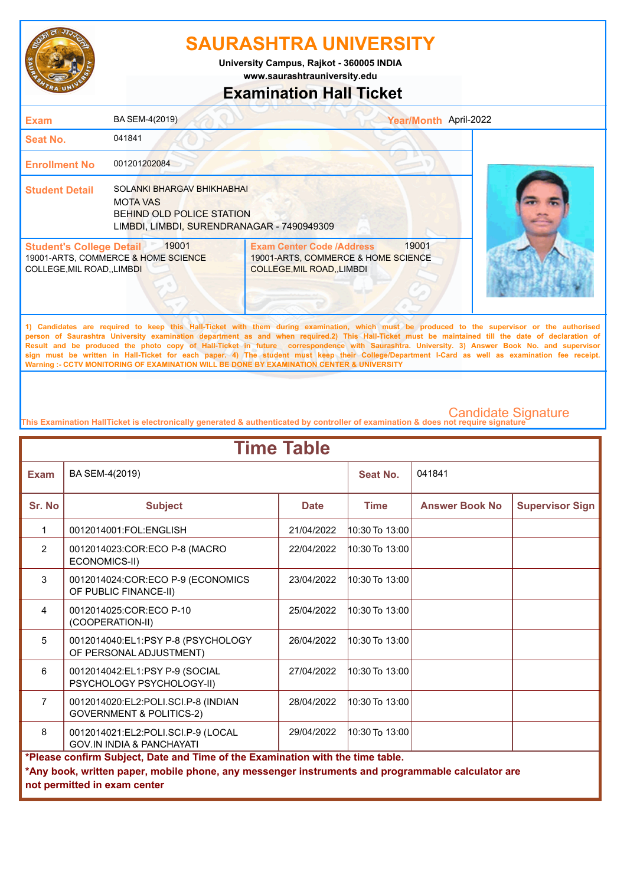# SAURASHTRA UNIVERSITY

**University Campus, Rajkot - 360005 INDIA**

**www.saurashtrauniversity.edu**

## Examination Hall Ticket

| | | | |
|---|---|---|---|
| **Exam** | BA SEM-4(2019) | **Year/Month** | April-2022 |
| **Seat No.** | 041841 | | |
| **Enrollment No** | 001201202084 | | |
| **Student Detail** | SOLANKI BHARGAV BHIKHABHAI<br>MOTA VAS<br>BEHIND OLD POLICE STATION<br>LIMBDI, LIMBDI, SURENDRANAGAR - 7490949309 | | |

| **Student's College Detail** 19001 | **Exam Center Code /Address** 19001 |
|---|---|
| 19001-ARTS, COMMERCE & HOME SCIENCE COLLEGE,MIL ROAD,,LIMBDI | 19001-ARTS, COMMERCE & HOME SCIENCE COLLEGE,MIL ROAD,,LIMBDI |

1) Candidates are required to keep this Hall-Ticket with them during examination, which must be produced to the supervisor or the authorised person of Saurashtra University examination department as and when required.2) This Hall-Ticket must be maintained till the date of declaration of Result and be produced the photo copy of Hall-Ticket in future correspondence with Saurashtra. University. 3) Answer Book No. and supervisor sign must be written in Hall-Ticket for each paper. 4) The student must keep their College/Department I-Card as well as examination fee receipt.
Warning :- CCTV MONITORING OF EXAMINATION WILL BE DONE BY EXAMINATION CENTER & UNIVERSITY

Candidate Signature

This Examination HallTicket is electronically generated & authenticated by controller of examination & does not require signature

## Time Table

| **Exam** | BA SEM-4(2019) | | **Seat No.** | 041841 | |
|---|---|---|---|---|---|
| **Sr. No** | **Subject** | **Date** | **Time** | **Answer Book No** | **Supervisor Sign** |
| 1 | 0012014001:FOL:ENGLISH | 21/04/2022 | 10:30 To 13:00 | | |
| 2 | 0012014023:COR:ECO P-8 (MACRO ECONOMICS-II) | 22/04/2022 | 10:30 To 13:00 | | |
| 3 | 0012014024:COR:ECO P-9 (ECONOMICS OF PUBLIC FINANCE-II) | 23/04/2022 | 10:30 To 13:00 | | |
| 4 | 0012014025:COR:ECO P-10 (COOPERATION-II) | 25/04/2022 | 10:30 To 13:00 | | |
| 5 | 0012014040:EL1:PSY P-8 (PSYCHOLOGY OF PERSONAL ADJUSTMENT) | 26/04/2022 | 10:30 To 13:00 | | |
| 6 | 0012014042:EL1:PSY P-9 (SOCIAL PSYCHOLOGY PSYCHOLOGY-II) | 27/04/2022 | 10:30 To 13:00 | | |
| 7 | 0012014020:EL2:POLI.SCI.P-8 (INDIAN GOVERNMENT & POLITICS-2) | 28/04/2022 | 10:30 To 13:00 | | |
| 8 | 0012014021:EL2:POLI.SCI.P-9 (LOCAL GOV.IN INDIA & PANCHAYATI | 29/04/2022 | 10:30 To 13:00 | | |

**\*Please confirm Subject, Date and Time of the Examination with the time table.**

**\*Any book, written paper, mobile phone, any messenger instruments and programmable calculator are not permitted in exam center**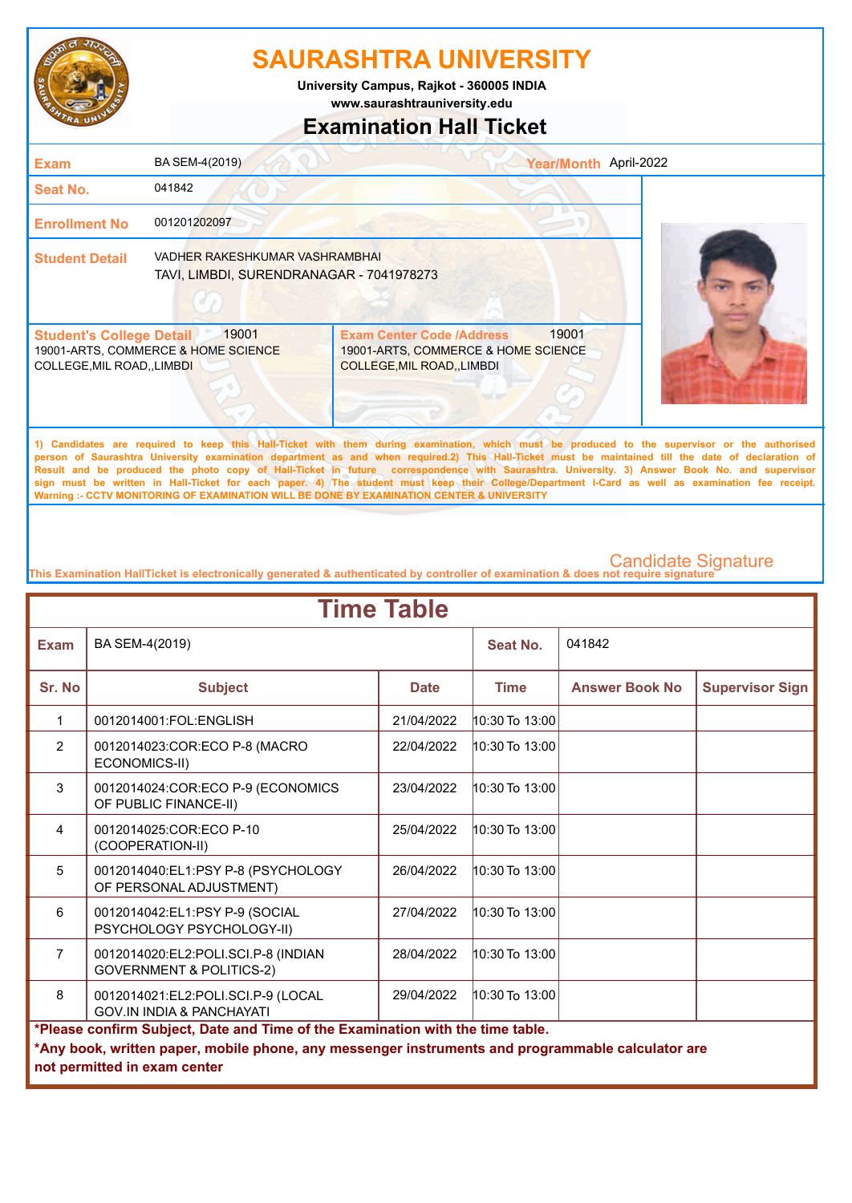# SAURASHTRA UNIVERSITY

**University Campus, Rajkot - 360005 INDIA**

**www.saurashtrauniversity.edu**

## Examination Hall Ticket

| | | | |
|---|---|---|---|
| **Exam** | BA SEM-4(2019) | **Year/Month** | April-2022 |
| **Seat No.** | 041842 | | |
| **Enrollment No** | 001201202097 | | |
| **Student Detail** | VADHER RAKESHKUMAR VASHRAMBHAI<br>TAVI, LIMBDI, SURENDRANAGAR - 7041978273 | | |

| **Student's College Detail** 19001 | **Exam Center Code /Address** 19001 |
|---|---|
| 19001-ARTS, COMMERCE & HOME SCIENCE COLLEGE,MIL ROAD,,LIMBDI | 19001-ARTS, COMMERCE & HOME SCIENCE COLLEGE,MIL ROAD,,LIMBDI |

1) Candidates are required to keep this Hall-Ticket with them during examination, which must be produced to the supervisor or the authorised person of Saurashtra University examination department as and when required.2) This Hall-Ticket must be maintained till the date of declaration of Result and be produced the photo copy of Hall-Ticket in future correspondence with Saurashtra. University. 3) Answer Book No. and supervisor sign must be written in Hall-Ticket for each paper. 4) The student must keep their College/Department I-Card as well as examination fee receipt.
Warning :- CCTV MONITORING OF EXAMINATION WILL BE DONE BY EXAMINATION CENTER & UNIVERSITY

Candidate Signature

This Examination HallTicket is electronically generated & authenticated by controller of examination & does not require signature

## Time Table

| **Exam** | BA SEM-4(2019) | | **Seat No.** | 041842 | |
|---|---|---|---|---|---|
| **Sr. No** | **Subject** | **Date** | **Time** | **Answer Book No** | **Supervisor Sign** |
| 1 | 0012014001:FOL:ENGLISH | 21/04/2022 | 10:30 To 13:00 | | |
| 2 | 0012014023:COR:ECO P-8 (MACRO ECONOMICS-II) | 22/04/2022 | 10:30 To 13:00 | | |
| 3 | 0012014024:COR:ECO P-9 (ECONOMICS OF PUBLIC FINANCE-II) | 23/04/2022 | 10:30 To 13:00 | | |
| 4 | 0012014025:COR:ECO P-10 (COOPERATION-II) | 25/04/2022 | 10:30 To 13:00 | | |
| 5 | 0012014040:EL1:PSY P-8 (PSYCHOLOGY OF PERSONAL ADJUSTMENT) | 26/04/2022 | 10:30 To 13:00 | | |
| 6 | 0012014042:EL1:PSY P-9 (SOCIAL PSYCHOLOGY PSYCHOLOGY-II) | 27/04/2022 | 10:30 To 13:00 | | |
| 7 | 0012014020:EL2:POLI.SCI.P-8 (INDIAN GOVERNMENT & POLITICS-2) | 28/04/2022 | 10:30 To 13:00 | | |
| 8 | 0012014021:EL2:POLI.SCI.P-9 (LOCAL GOV.IN INDIA & PANCHAYATI | 29/04/2022 | 10:30 To 13:00 | | |

**\*Please confirm Subject, Date and Time of the Examination with the time table.**

**\*Any book, written paper, mobile phone, any messenger instruments and programmable calculator are not permitted in exam center**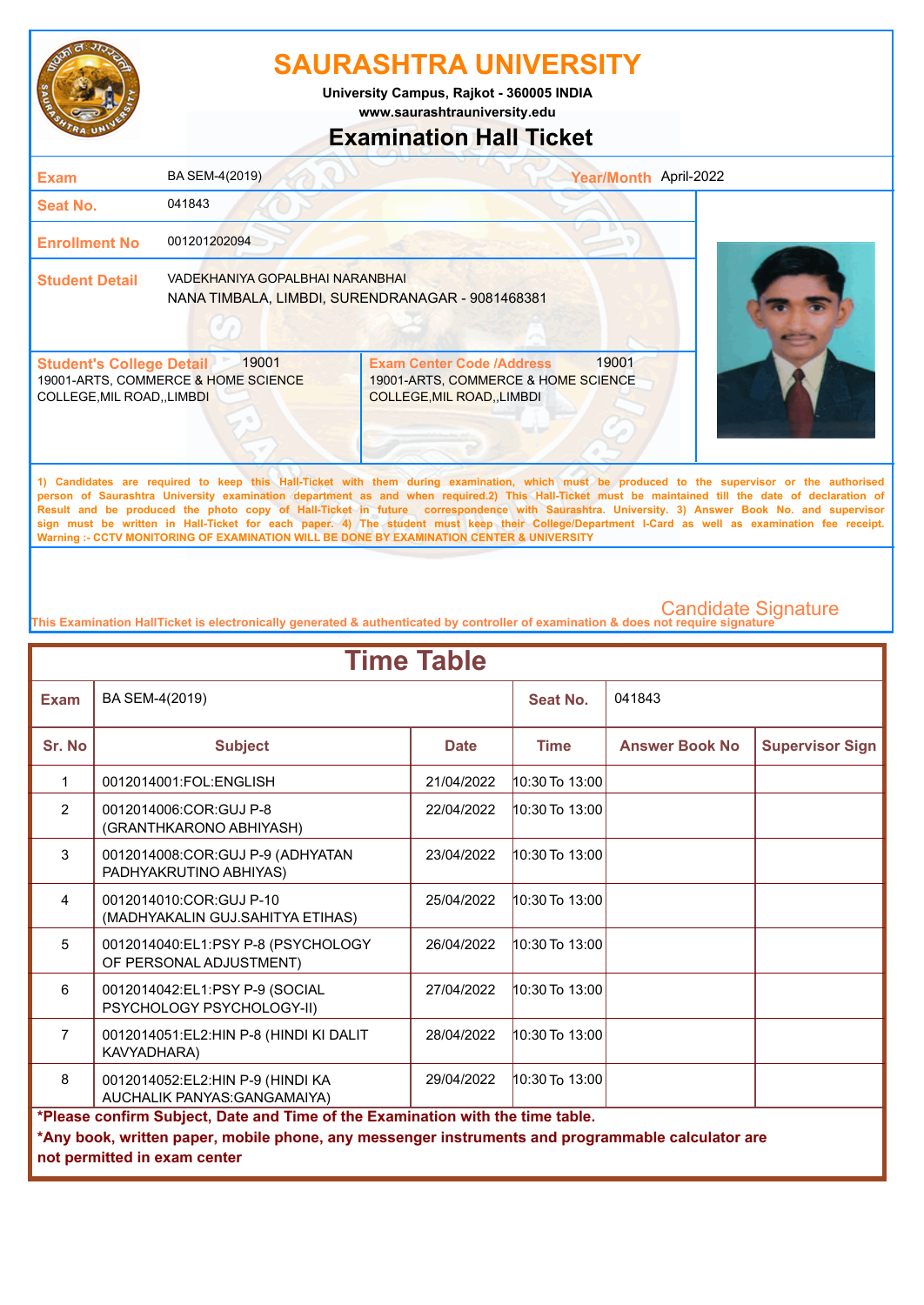# SAURASHTRA UNIVERSITY

**University Campus, Rajkot - 360005 INDIA**

**www.saurashtrauniversity.edu**

## Examination Hall Ticket

| | | | |
|---|---|---|---|
| **Exam** | BA SEM-4(2019) | **Year/Month** | April-2022 |
| **Seat No.** | 041843 | | |
| **Enrollment No** | 001201202094 | | |
| **Student Detail** | VADEKHANIYA GOPALBHAI NARANBHAI<br>NANA TIMBALA, LIMBDI, SURENDRANAGAR - 9081468381 | | |

| **Student's College Detail** 19001 | **Exam Center Code /Address** 19001 |
|---|---|
| 19001-ARTS, COMMERCE & HOME SCIENCE COLLEGE,MIL ROAD,,LIMBDI | 19001-ARTS, COMMERCE & HOME SCIENCE COLLEGE,MIL ROAD,,LIMBDI |

1) Candidates are required to keep this Hall-Ticket with them during examination, which must be produced to the supervisor or the authorised person of Saurashtra University examination department as and when required.2) This Hall-Ticket must be maintained till the date of declaration of Result and be produced the photo copy of Hall-Ticket in future correspondence with Saurashtra. University. 3) Answer Book No. and supervisor sign must be written in Hall-Ticket for each paper. 4) The student must keep their College/Department I-Card as well as examination fee receipt.
Warning :- CCTV MONITORING OF EXAMINATION WILL BE DONE BY EXAMINATION CENTER & UNIVERSITY

Candidate Signature

This Examination HallTicket is electronically generated & authenticated by controller of examination & does not require signature

## Time Table

| **Exam** | BA SEM-4(2019) | | **Seat No.** | 041843 | |
|---|---|---|---|---|---|
| **Sr. No** | **Subject** | **Date** | **Time** | **Answer Book No** | **Supervisor Sign** |
| 1 | 0012014001:FOL:ENGLISH | 21/04/2022 | 10:30 To 13:00 | | |
| 2 | 0012014006:COR:GUJ P-8 (GRANTHKARONO ABHIYASH) | 22/04/2022 | 10:30 To 13:00 | | |
| 3 | 0012014008:COR:GUJ P-9 (ADHYATAN PADHYAKRUTINO ABHIYAS) | 23/04/2022 | 10:30 To 13:00 | | |
| 4 | 0012014010:COR:GUJ P-10 (MADHYAKALIN GUJ.SAHITYA ETIHAS) | 25/04/2022 | 10:30 To 13:00 | | |
| 5 | 0012014040:EL1:PSY P-8 (PSYCHOLOGY OF PERSONAL ADJUSTMENT) | 26/04/2022 | 10:30 To 13:00 | | |
| 6 | 0012014042:EL1:PSY P-9 (SOCIAL PSYCHOLOGY PSYCHOLOGY-II) | 27/04/2022 | 10:30 To 13:00 | | |
| 7 | 0012014051:EL2:HIN P-8 (HINDI KI DALIT KAVYADHARA) | 28/04/2022 | 10:30 To 13:00 | | |
| 8 | 0012014052:EL2:HIN P-9 (HINDI KA AUCHALIK PANYAS:GANGAMAIYA) | 29/04/2022 | 10:30 To 13:00 | | |

**\*Please confirm Subject, Date and Time of the Examination with the time table.**

**\*Any book, written paper, mobile phone, any messenger instruments and programmable calculator are not permitted in exam center**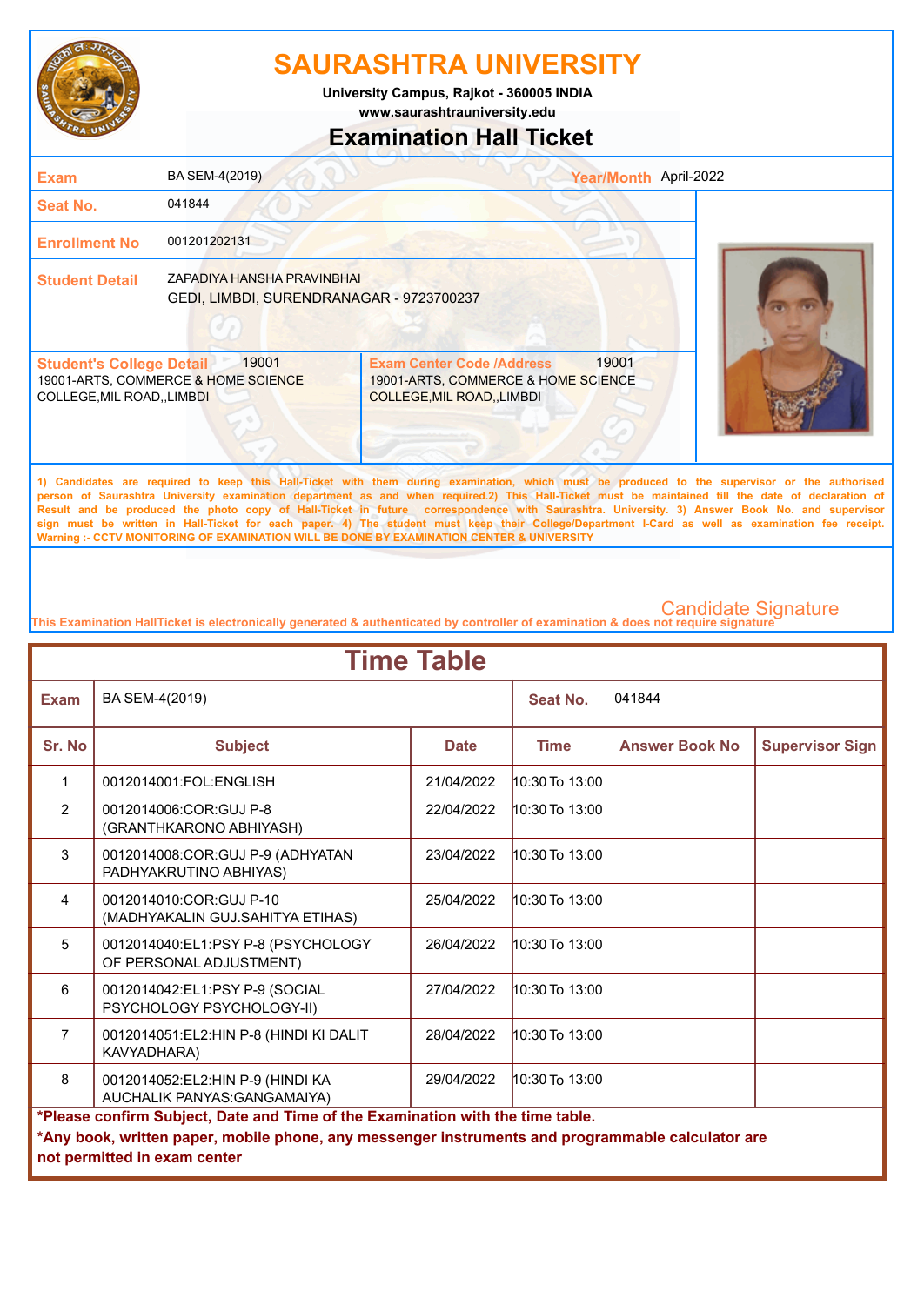# SAURASHTRA UNIVERSITY

University Campus, Rajkot - 360005 INDIA
www.saurashtrauniversity.edu

## Examination Hall Ticket

| | | | |
|---|---|---|---|
| **Exam** | BA SEM-4(2019) | **Year/Month** | April-2022 |
| **Seat No.** | 041844 | | |
| **Enrollment No** | 001201202131 | | |
| **Student Detail** | ZAPADIYA HANSHA PRAVINBHAI<br>GEDI, LIMBDI, SURENDRANAGAR - 9723700237 | | |

| **Student's College Detail** 19001 | **Exam Center Code /Address** 19001 |
|---|---|
| 19001-ARTS, COMMERCE & HOME SCIENCE COLLEGE,MIL ROAD,,LIMBDI | 19001-ARTS, COMMERCE & HOME SCIENCE COLLEGE,MIL ROAD,,LIMBDI |

1) Candidates are required to keep this Hall-Ticket with them during examination, which must be produced to the supervisor or the authorised person of Saurashtra University examination department as and when required.2) This Hall-Ticket must be maintained till the date of declaration of Result and be produced the photo copy of Hall-Ticket in future correspondence with Saurashtra. University. 3) Answer Book No. and supervisor sign must be written in Hall-Ticket for each paper. 4) The student must keep their College/Department I-Card as well as examination fee receipt.
Warning :- CCTV MONITORING OF EXAMINATION WILL BE DONE BY EXAMINATION CENTER & UNIVERSITY

Candidate Signature

This Examination HallTicket is electronically generated & authenticated by controller of examination & does not require signature

## Time Table

| **Exam** | BA SEM-4(2019) | | **Seat No.** | 041844 | |
|---|---|---|---|---|---|
| **Sr. No** | **Subject** | **Date** | **Time** | **Answer Book No** | **Supervisor Sign** |
| 1 | 0012014001:FOL:ENGLISH | 21/04/2022 | 10:30 To 13:00 | | |
| 2 | 0012014006:COR:GUJ P-8 (GRANTHKARONO ABHIYASH) | 22/04/2022 | 10:30 To 13:00 | | |
| 3 | 0012014008:COR:GUJ P-9 (ADHYATAN PADHYAKRUTINO ABHIYAS) | 23/04/2022 | 10:30 To 13:00 | | |
| 4 | 0012014010:COR:GUJ P-10 (MADHYAKALIN GUJ.SAHITYA ETIHAS) | 25/04/2022 | 10:30 To 13:00 | | |
| 5 | 0012014040:EL1:PSY P-8 (PSYCHOLOGY OF PERSONAL ADJUSTMENT) | 26/04/2022 | 10:30 To 13:00 | | |
| 6 | 0012014042:EL1:PSY P-9 (SOCIAL PSYCHOLOGY PSYCHOLOGY-II) | 27/04/2022 | 10:30 To 13:00 | | |
| 7 | 0012014051:EL2:HIN P-8 (HINDI KI DALIT KAVYADHARA) | 28/04/2022 | 10:30 To 13:00 | | |
| 8 | 0012014052:EL2:HIN P-9 (HINDI KA AUCHALIK PANYAS:GANGAMAIYA) | 29/04/2022 | 10:30 To 13:00 | | |

**\*Please confirm Subject, Date and Time of the Examination with the time table.**

**\*Any book, written paper, mobile phone, any messenger instruments and programmable calculator are not permitted in exam center**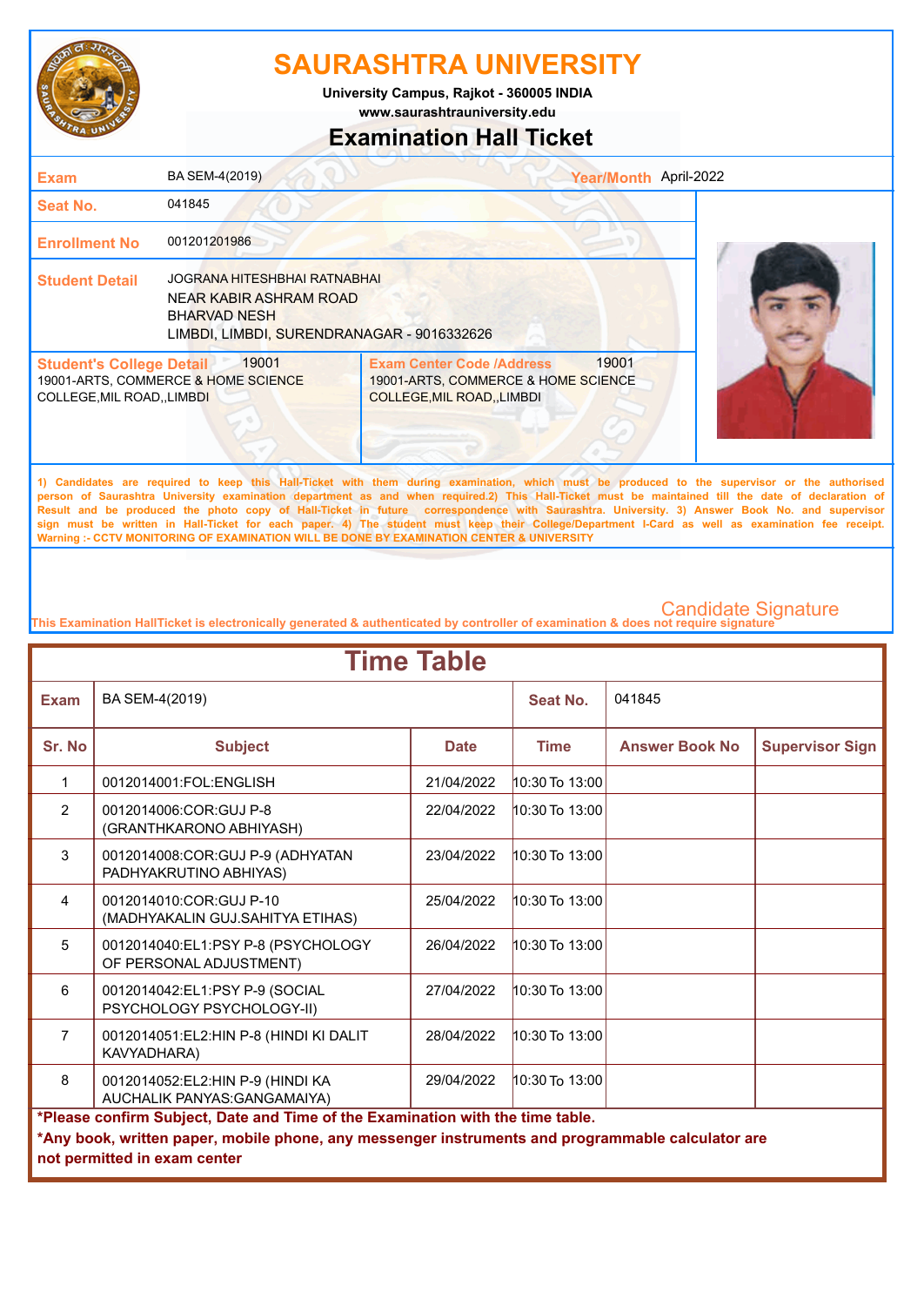# SAURASHTRA UNIVERSITY

University Campus, Rajkot - 360005 INDIA
www.saurashtrauniversity.edu

## Examination Hall Ticket

| | | | |
|---|---|---|---|
| **Exam** | BA SEM-4(2019) | **Year/Month** | April-2022 |
| **Seat No.** | 041845 | | |
| **Enrollment No** | 001201201986 | | |
| **Student Detail** | JOGRANA HITESHBHAI RATNABHAI<br>NEAR KABIR ASHRAM ROAD<br>BHARVAD NESH<br>LIMBDI, LIMBDI, SURENDRANAGAR - 9016332626 | | |

| **Student's College Detail** 19001 | **Exam Center Code /Address** 19001 |
|---|---|
| 19001-ARTS, COMMERCE & HOME SCIENCE COLLEGE,MIL ROAD,,LIMBDI | 19001-ARTS, COMMERCE & HOME SCIENCE COLLEGE,MIL ROAD,,LIMBDI |

1) Candidates are required to keep this Hall-Ticket with them during examination, which must be produced to the supervisor or the authorised person of Saurashtra University examination department as and when required.2) This Hall-Ticket must be maintained till the date of declaration of Result and be produced the photo copy of Hall-Ticket in future correspondence with Saurashtra. University. 3) Answer Book No. and supervisor sign must be written in Hall-Ticket for each paper. 4) The student must keep their College/Department I-Card as well as examination fee receipt.
Warning :- CCTV MONITORING OF EXAMINATION WILL BE DONE BY EXAMINATION CENTER & UNIVERSITY

Candidate Signature

This Examination HallTicket is electronically generated & authenticated by controller of examination & does not require signature

## Time Table

**Exam:** BA SEM-4(2019) **Seat No.:** 041845

| Sr. No | Subject | Date | Time | Answer Book No | Supervisor Sign |
|---|---|---|---|---|---|
| 1 | 0012014001:FOL:ENGLISH | 21/04/2022 | 10:30 To 13:00 | | |
| 2 | 0012014006:COR:GUJ P-8 (GRANTHKARONO ABHIYASH) | 22/04/2022 | 10:30 To 13:00 | | |
| 3 | 0012014008:COR:GUJ P-9 (ADHYATAN PADHYAKRUTINO ABHIYAS) | 23/04/2022 | 10:30 To 13:00 | | |
| 4 | 0012014010:COR:GUJ P-10 (MADHYAKALIN GUJ.SAHITYA ETIHAS) | 25/04/2022 | 10:30 To 13:00 | | |
| 5 | 0012014040:EL1:PSY P-8 (PSYCHOLOGY OF PERSONAL ADJUSTMENT) | 26/04/2022 | 10:30 To 13:00 | | |
| 6 | 0012014042:EL1:PSY P-9 (SOCIAL PSYCHOLOGY PSYCHOLOGY-II) | 27/04/2022 | 10:30 To 13:00 | | |
| 7 | 0012014051:EL2:HIN P-8 (HINDI KI DALIT KAVYADHARA) | 28/04/2022 | 10:30 To 13:00 | | |
| 8 | 0012014052:EL2:HIN P-9 (HINDI KA AUCHALIK PANYAS:GANGAMAIYA) | 29/04/2022 | 10:30 To 13:00 | | |

**\*Please confirm Subject, Date and Time of the Examination with the time table.**

**\*Any book, written paper, mobile phone, any messenger instruments and programmable calculator are not permitted in exam center**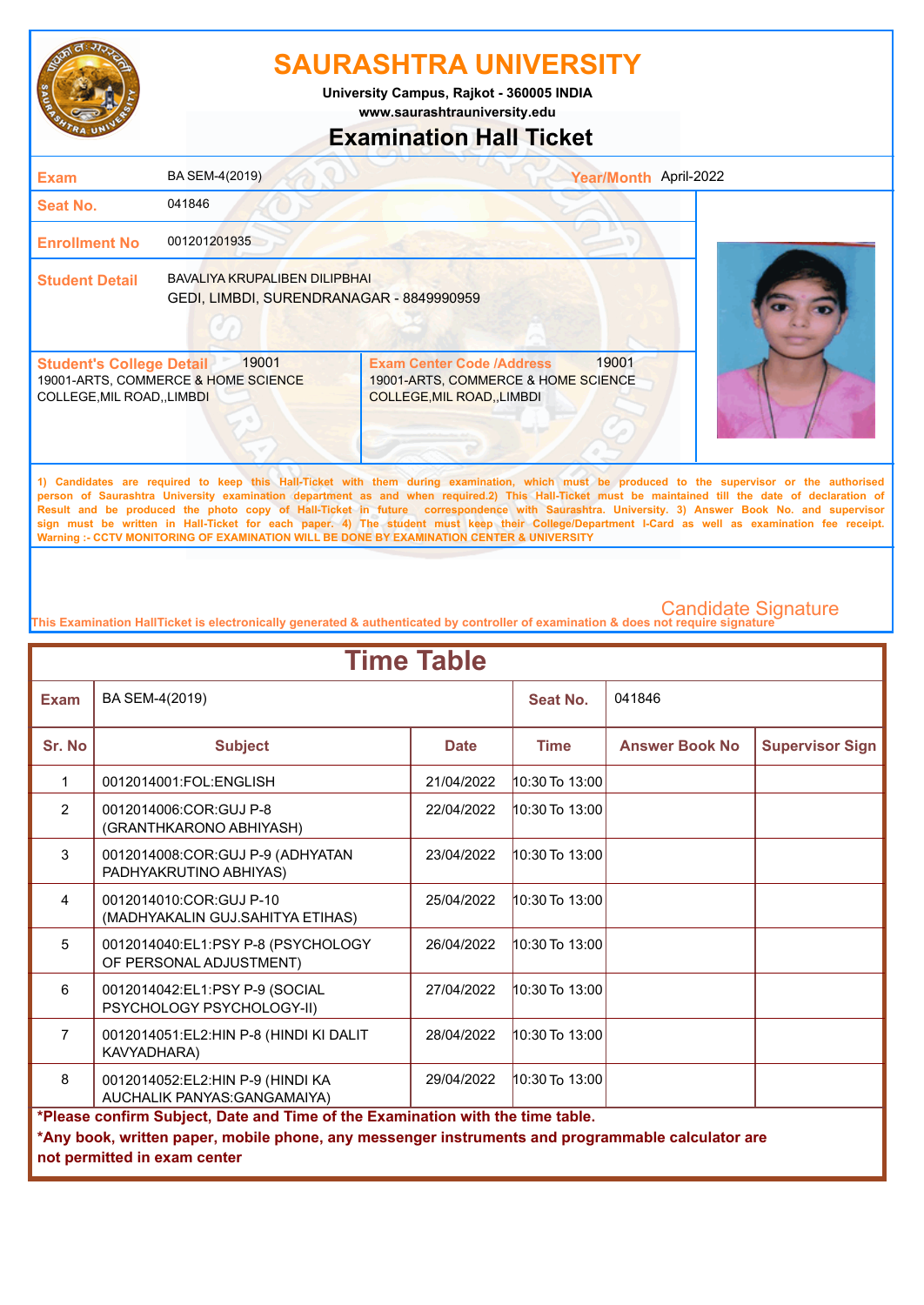# SAURASHTRA UNIVERSITY

University Campus, Rajkot - 360005 INDIA
www.saurashtrauniversity.edu

## Examination Hall Ticket

| | | | |
|---|---|---|---|
| **Exam** | BA SEM-4(2019) | **Year/Month** | April-2022 |
| **Seat No.** | 041846 | | |
| **Enrollment No** | 001201201935 | | |
| **Student Detail** | BAVALIYA KRUPALIBEN DILIPBHAI<br>GEDI, LIMBDI, SURENDRANAGAR - 8849990959 | | |

| **Student's College Detail** 19001 | **Exam Center Code /Address** 19001 |
|---|---|
| 19001-ARTS, COMMERCE & HOME SCIENCE COLLEGE,MIL ROAD,,LIMBDI | 19001-ARTS, COMMERCE & HOME SCIENCE COLLEGE,MIL ROAD,,LIMBDI |

1) Candidates are required to keep this Hall-Ticket with them during examination, which must be produced to the supervisor or the authorised person of Saurashtra University examination department as and when required.2) This Hall-Ticket must be maintained till the date of declaration of Result and be produced the photo copy of Hall-Ticket in future correspondence with Saurashtra. University. 3) Answer Book No. and supervisor sign must be written in Hall-Ticket for each paper. 4) The student must keep their College/Department I-Card as well as examination fee receipt.
Warning :- CCTV MONITORING OF EXAMINATION WILL BE DONE BY EXAMINATION CENTER & UNIVERSITY

Candidate Signature

This Examination HallTicket is electronically generated & authenticated by controller of examination & does not require signature

## Time Table

**Exam:** BA SEM-4(2019) **Seat No.:** 041846

| Sr. No | Subject | Date | Time | Answer Book No | Supervisor Sign |
|---|---|---|---|---|---|
| 1 | 0012014001:FOL:ENGLISH | 21/04/2022 | 10:30 To 13:00 | | |
| 2 | 0012014006:COR:GUJ P-8 (GRANTHKARONO ABHIYASH) | 22/04/2022 | 10:30 To 13:00 | | |
| 3 | 0012014008:COR:GUJ P-9 (ADHYATAN PADHYAKRUTINO ABHIYAS) | 23/04/2022 | 10:30 To 13:00 | | |
| 4 | 0012014010:COR:GUJ P-10 (MADHYAKALIN GUJ.SAHITYA ETIHAS) | 25/04/2022 | 10:30 To 13:00 | | |
| 5 | 0012014040:EL1:PSY P-8 (PSYCHOLOGY OF PERSONAL ADJUSTMENT) | 26/04/2022 | 10:30 To 13:00 | | |
| 6 | 0012014042:EL1:PSY P-9 (SOCIAL PSYCHOLOGY PSYCHOLOGY-II) | 27/04/2022 | 10:30 To 13:00 | | |
| 7 | 0012014051:EL2:HIN P-8 (HINDI KI DALIT KAVYADHARA) | 28/04/2022 | 10:30 To 13:00 | | |
| 8 | 0012014052:EL2:HIN P-9 (HINDI KA AUCHALIK PANYAS:GANGAMAIYA) | 29/04/2022 | 10:30 To 13:00 | | |

**\*Please confirm Subject, Date and Time of the Examination with the time table.**

**\*Any book, written paper, mobile phone, any messenger instruments and programmable calculator are not permitted in exam center**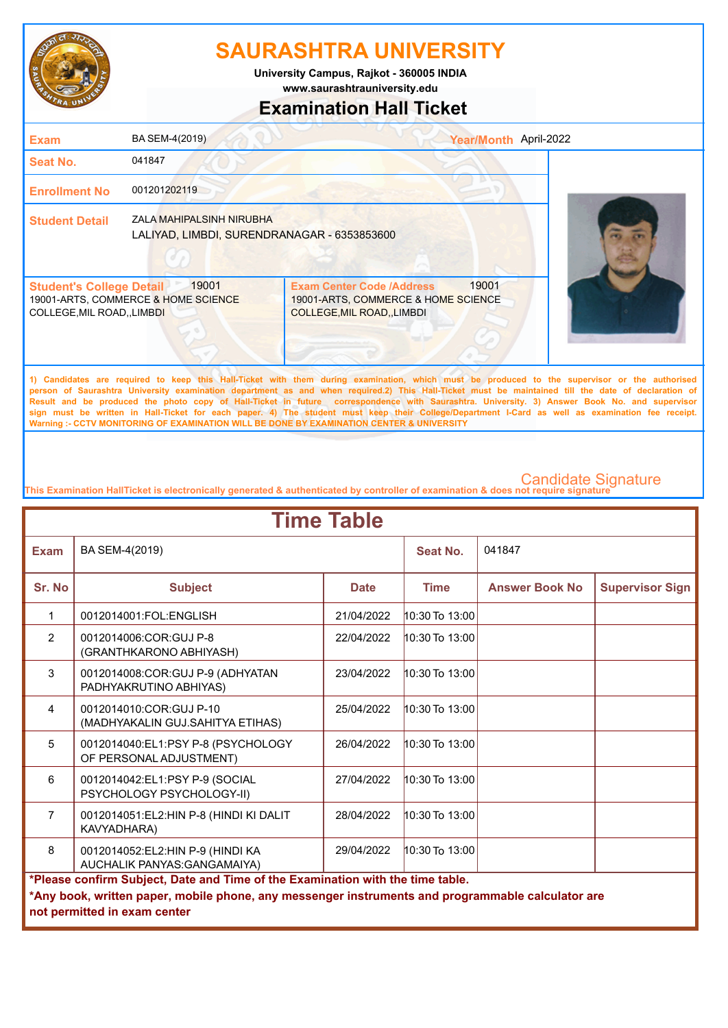# SAURASHTRA UNIVERSITY

University Campus, Rajkot - 360005 INDIA

www.saurashtrauniversity.edu

## Examination Hall Ticket

| | | | |
|---|---|---|---|
| **Exam** | BA SEM-4(2019) | **Year/Month** | April-2022 |
| **Seat No.** | 041847 | | |
| **Enrollment No** | 001201202119 | | |
| **Student Detail** | ZALA MAHIPALSINH NIRUBHA<br>LALIYAD, LIMBDI, SURENDRANAGAR - 6353853600 | | |

| **Student's College Detail** 19001 | **Exam Center Code /Address** 19001 |
|---|---|
| 19001-ARTS, COMMERCE & HOME SCIENCE COLLEGE,MIL ROAD,,LIMBDI | 19001-ARTS, COMMERCE & HOME SCIENCE COLLEGE,MIL ROAD,,LIMBDI |

1) Candidates are required to keep this Hall-Ticket with them during examination, which must be produced to the supervisor or the authorised person of Saurashtra University examination department as and when required.2) This Hall-Ticket must be maintained till the date of declaration of Result and be produced the photo copy of Hall-Ticket in future correspondence with Saurashtra. University. 3) Answer Book No. and supervisor sign must be written in Hall-Ticket for each paper. 4) The student must keep their College/Department I-Card as well as examination fee receipt.
Warning :- CCTV MONITORING OF EXAMINATION WILL BE DONE BY EXAMINATION CENTER & UNIVERSITY

Candidate Signature

This Examination HallTicket is electronically generated & authenticated by controller of examination & does not require signature

## Time Table

**Exam:** BA SEM-4(2019) **Seat No.:** 041847

| Sr. No | Subject | Date | Time | Answer Book No | Supervisor Sign |
|---|---|---|---|---|---|
| 1 | 0012014001:FOL:ENGLISH | 21/04/2022 | 10:30 To 13:00 | | |
| 2 | 0012014006:COR:GUJ P-8 (GRANTHKARONO ABHIYASH) | 22/04/2022 | 10:30 To 13:00 | | |
| 3 | 0012014008:COR:GUJ P-9 (ADHYATAN PADHYAKRUTINO ABHIYAS) | 23/04/2022 | 10:30 To 13:00 | | |
| 4 | 0012014010:COR:GUJ P-10 (MADHYAKALIN GUJ.SAHITYA ETIHAS) | 25/04/2022 | 10:30 To 13:00 | | |
| 5 | 0012014040:EL1:PSY P-8 (PSYCHOLOGY OF PERSONAL ADJUSTMENT) | 26/04/2022 | 10:30 To 13:00 | | |
| 6 | 0012014042:EL1:PSY P-9 (SOCIAL PSYCHOLOGY PSYCHOLOGY-II) | 27/04/2022 | 10:30 To 13:00 | | |
| 7 | 0012014051:EL2:HIN P-8 (HINDI KI DALIT KAVYADHARA) | 28/04/2022 | 10:30 To 13:00 | | |
| 8 | 0012014052:EL2:HIN P-9 (HINDI KA AUCHALIK PANYAS:GANGAMAIYA) | 29/04/2022 | 10:30 To 13:00 | | |

**\*Please confirm Subject, Date and Time of the Examination with the time table.**

**\*Any book, written paper, mobile phone, any messenger instruments and programmable calculator are not permitted in exam center**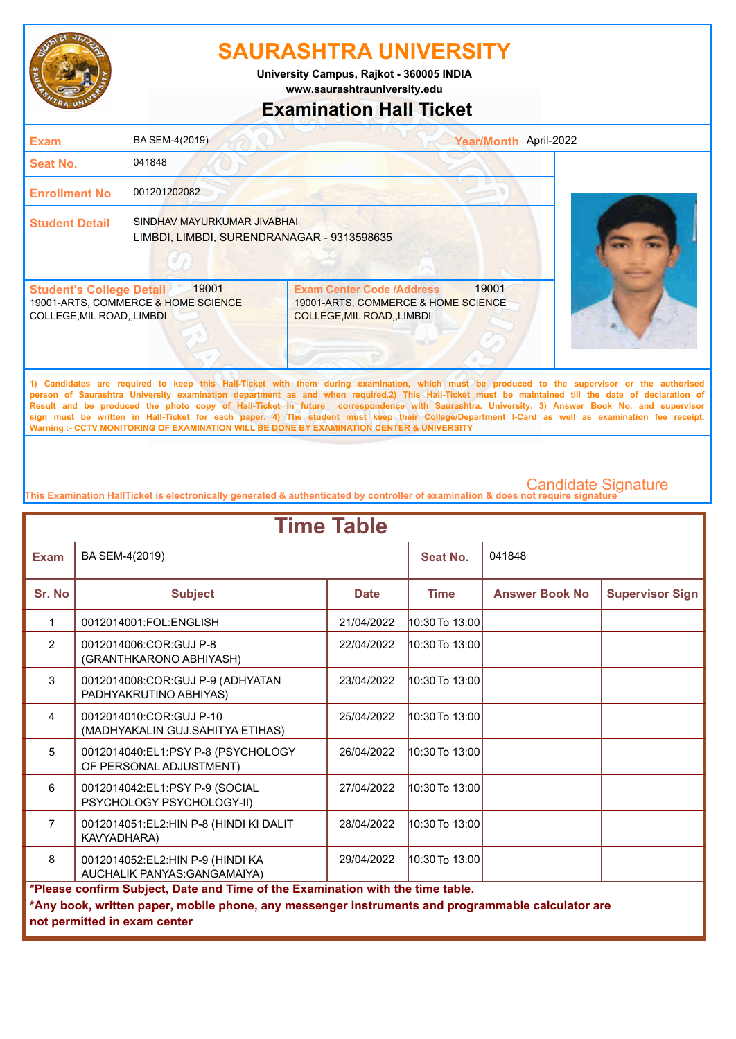# SAURASHTRA UNIVERSITY

**University Campus, Rajkot - 360005 INDIA**
**www.saurashtrauniversity.edu**

## Examination Hall Ticket

| | | | |
|---|---|---|---|
| **Exam** | BA SEM-4(2019) | **Year/Month** | April-2022 |
| **Seat No.** | 041848 | | |
| **Enrollment No** | 001201202082 | | |
| **Student Detail** | SINDHAV MAYURKUMAR JIVABHAI<br>LIMBDI, LIMBDI, SURENDRANAGAR - 9313598635 | | |

| **Student's College Detail** 19001 | **Exam Center Code /Address** 19001 |
|---|---|
| 19001-ARTS, COMMERCE & HOME SCIENCE COLLEGE,MIL ROAD,,LIMBDI | 19001-ARTS, COMMERCE & HOME SCIENCE COLLEGE,MIL ROAD,,LIMBDI |

**1) Candidates are required to keep this Hall-Ticket with them during examination, which must be produced to the supervisor or the authorised person of Saurashtra University examination department as and when required.2) This Hall-Ticket must be maintained till the date of declaration of Result and be produced the photo copy of Hall-Ticket in future correspondence with Saurashtra. University. 3) Answer Book No. and supervisor sign must be written in Hall-Ticket for each paper. 4) The student must keep their College/Department I-Card as well as examination fee receipt. Warning :- CCTV MONITORING OF EXAMINATION WILL BE DONE BY EXAMINATION CENTER & UNIVERSITY**

Candidate Signature

This Examination HallTicket is electronically generated & authenticated by controller of examination & does not require signature

## Time Table

| **Exam** | BA SEM-4(2019) | | **Seat No.** | 041848 | |
|---|---|---|---|---|---|
| **Sr. No** | **Subject** | **Date** | **Time** | **Answer Book No** | **Supervisor Sign** |
| 1 | 0012014001:FOL:ENGLISH | 21/04/2022 | 10:30 To 13:00 | | |
| 2 | 0012014006:COR:GUJ P-8 (GRANTHKARONO ABHIYASH) | 22/04/2022 | 10:30 To 13:00 | | |
| 3 | 0012014008:COR:GUJ P-9 (ADHYATAN PADHYAKRUTINO ABHIYAS) | 23/04/2022 | 10:30 To 13:00 | | |
| 4 | 0012014010:COR:GUJ P-10 (MADHYAKALIN GUJ.SAHITYA ETIHAS) | 25/04/2022 | 10:30 To 13:00 | | |
| 5 | 0012014040:EL1:PSY P-8 (PSYCHOLOGY OF PERSONAL ADJUSTMENT) | 26/04/2022 | 10:30 To 13:00 | | |
| 6 | 0012014042:EL1:PSY P-9 (SOCIAL PSYCHOLOGY PSYCHOLOGY-II) | 27/04/2022 | 10:30 To 13:00 | | |
| 7 | 0012014051:EL2:HIN P-8 (HINDI KI DALIT KAVYADHARA) | 28/04/2022 | 10:30 To 13:00 | | |
| 8 | 0012014052:EL2:HIN P-9 (HINDI KA AUCHALIK PANYAS:GANGAMAIYA) | 29/04/2022 | 10:30 To 13:00 | | |

**\*Please confirm Subject, Date and Time of the Examination with the time table.**

**\*Any book, written paper, mobile phone, any messenger instruments and programmable calculator are not permitted in exam center**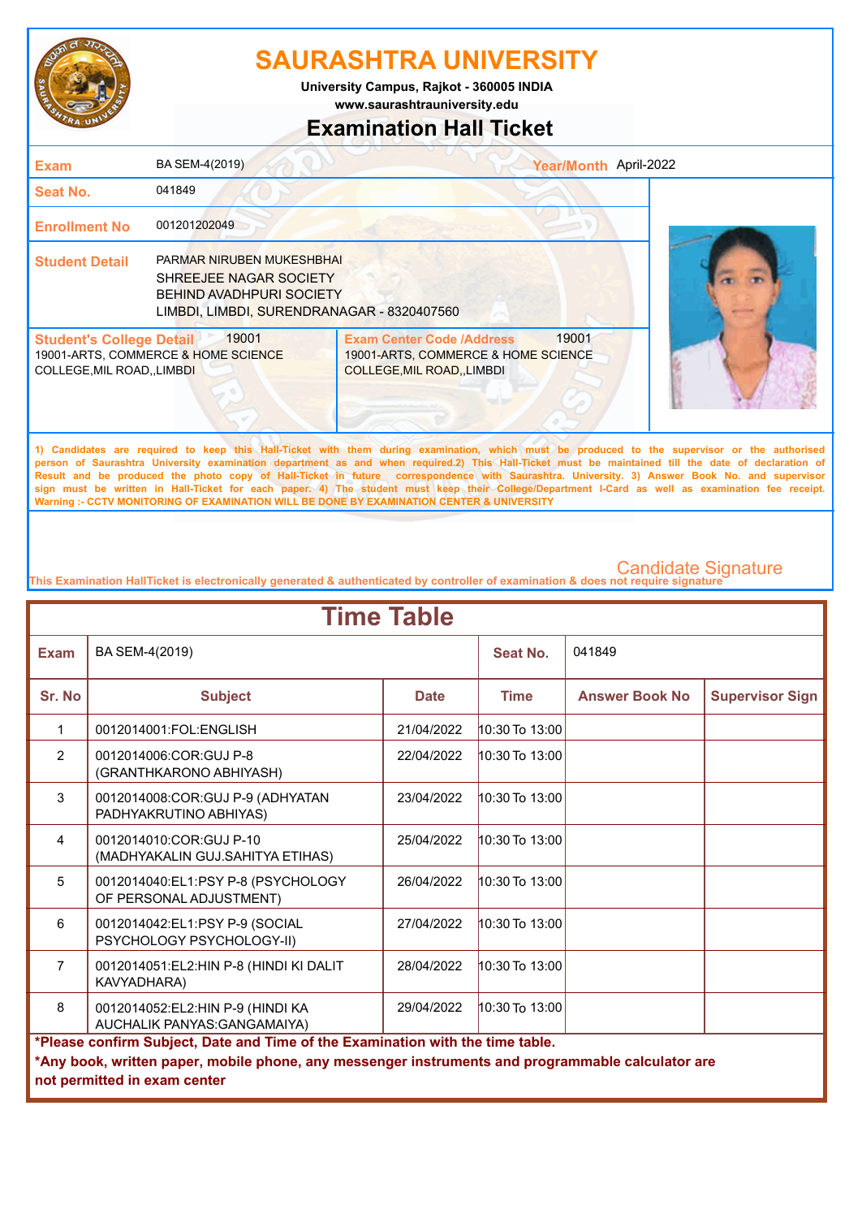# SAURASHTRA UNIVERSITY

University Campus, Rajkot - 360005 INDIA

www.saurashtrauniversity.edu

## Examination Hall Ticket

| | | | |
|---|---|---|---|
| **Exam** | BA SEM-4(2019) | **Year/Month** | April-2022 |
| **Seat No.** | 041849 | | |
| **Enrollment No** | 001201202049 | | |
| **Student Detail** | PARMAR NIRUBEN MUKESHBHAI<br>SHREEJEE NAGAR SOCIETY<br>BEHIND AVADHPURI SOCIETY<br>LIMBDI, LIMBDI, SURENDRANAGAR - 8320407560 | | |
| **Student's College Detail** 19001<br>19001-ARTS, COMMERCE & HOME SCIENCE COLLEGE,MIL ROAD,,LIMBDI | | **Exam Center Code /Address** 19001<br>19001-ARTS, COMMERCE & HOME SCIENCE COLLEGE,MIL ROAD,,LIMBDI | |

1) Candidates are required to keep this Hall-Ticket with them during examination, which must be produced to the supervisor or the authorised person of Saurashtra University examination department as and when required.2) This Hall-Ticket must be maintained till the date of declaration of Result and be produced the photo copy of Hall-Ticket in future correspondence with Saurashtra. University. 3) Answer Book No. and supervisor sign must be written in Hall-Ticket for each paper. 4) The student must keep their College/Department I-Card as well as examination fee receipt.
Warning :- CCTV MONITORING OF EXAMINATION WILL BE DONE BY EXAMINATION CENTER & UNIVERSITY

Candidate Signature

This Examination HallTicket is electronically generated & authenticated by controller of examination & does not require signature

## Time Table

**Exam:** BA SEM-4(2019) **Seat No.:** 041849

| Sr. No | Subject | Date | Time | Answer Book No | Supervisor Sign |
|---|---|---|---|---|---|
| 1 | 0012014001:FOL:ENGLISH | 21/04/2022 | 10:30 To 13:00 | | |
| 2 | 0012014006:COR:GUJ P-8 (GRANTHKARONO ABHIYASH) | 22/04/2022 | 10:30 To 13:00 | | |
| 3 | 0012014008:COR:GUJ P-9 (ADHYATAN PADHYAKRUTINO ABHIYAS) | 23/04/2022 | 10:30 To 13:00 | | |
| 4 | 0012014010:COR:GUJ P-10 (MADHYAKALIN GUJ.SAHITYA ETIHAS) | 25/04/2022 | 10:30 To 13:00 | | |
| 5 | 0012014040:EL1:PSY P-8 (PSYCHOLOGY OF PERSONAL ADJUSTMENT) | 26/04/2022 | 10:30 To 13:00 | | |
| 6 | 0012014042:EL1:PSY P-9 (SOCIAL PSYCHOLOGY PSYCHOLOGY-II) | 27/04/2022 | 10:30 To 13:00 | | |
| 7 | 0012014051:EL2:HIN P-8 (HINDI KI DALIT KAVYADHARA) | 28/04/2022 | 10:30 To 13:00 | | |
| 8 | 0012014052:EL2:HIN P-9 (HINDI KA AUCHALIK PANYAS:GANGAMAIYA) | 29/04/2022 | 10:30 To 13:00 | | |

**\*Please confirm Subject, Date and Time of the Examination with the time table.**

**\*Any book, written paper, mobile phone, any messenger instruments and programmable calculator are not permitted in exam center**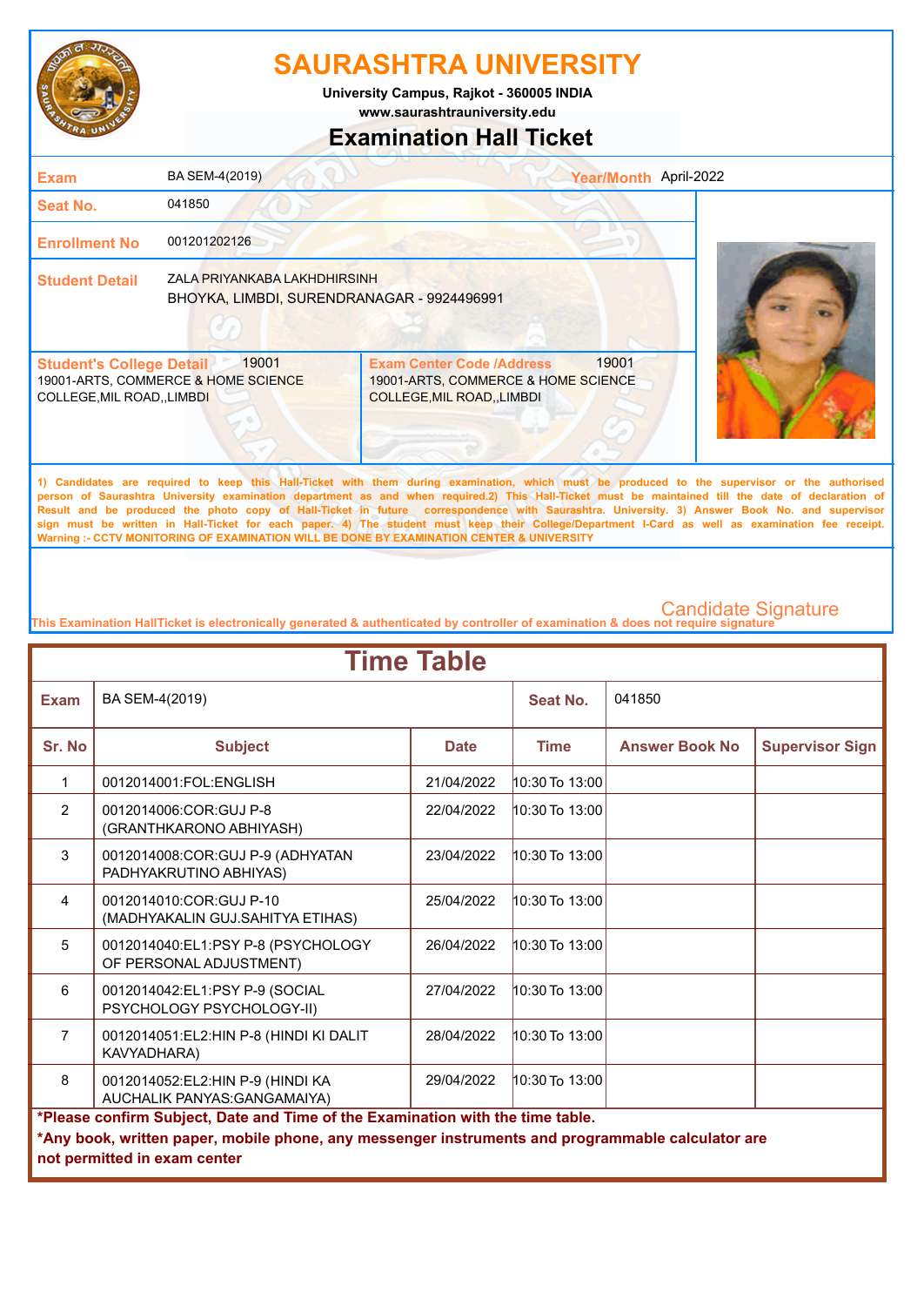# SAURASHTRA UNIVERSITY

**University Campus, Rajkot - 360005 INDIA**

**www.saurashtrauniversity.edu**

## Examination Hall Ticket

| | | | |
|---|---|---|---|
| **Exam** | BA SEM-4(2019) | **Year/Month** | April-2022 |
| **Seat No.** | 041850 | | |
| **Enrollment No** | 001201202126 | | |
| **Student Detail** | ZALA PRIYANKABA LAKHDHIRSINH<br>BHOYKA, LIMBDI, SURENDRANAGAR - 9924496991 | | |

| **Student's College Detail** 19001 | **Exam Center Code /Address** 19001 |
|---|---|
| 19001-ARTS, COMMERCE & HOME SCIENCE COLLEGE,MIL ROAD,,LIMBDI | 19001-ARTS, COMMERCE & HOME SCIENCE COLLEGE,MIL ROAD,,LIMBDI |

**1) Candidates are required to keep this Hall-Ticket with them during examination, which must be produced to the supervisor or the authorised person of Saurashtra University examination department as and when required.2) This Hall-Ticket must be maintained till the date of declaration of Result and be produced the photo copy of Hall-Ticket in future correspondence with Saurashtra. University. 3) Answer Book No. and supervisor sign must be written in Hall-Ticket for each paper. 4) The student must keep their College/Department I-Card as well as examination fee receipt. Warning :- CCTV MONITORING OF EXAMINATION WILL BE DONE BY EXAMINATION CENTER & UNIVERSITY**

Candidate Signature

**This Examination HallTicket is electronically generated & authenticated by controller of examination & does not require signature**

## Time Table

| **Exam** | BA SEM-4(2019) | | **Seat No.** | 041850 | |
|---|---|---|---|---|---|
| **Sr. No** | **Subject** | **Date** | **Time** | **Answer Book No** | **Supervisor Sign** |
| 1 | 0012014001:FOL:ENGLISH | 21/04/2022 | 10:30 To 13:00 | | |
| 2 | 0012014006:COR:GUJ P-8 (GRANTHKARONO ABHIYASH) | 22/04/2022 | 10:30 To 13:00 | | |
| 3 | 0012014008:COR:GUJ P-9 (ADHYATAN PADHYAKRUTINO ABHIYAS) | 23/04/2022 | 10:30 To 13:00 | | |
| 4 | 0012014010:COR:GUJ P-10 (MADHYAKALIN GUJ.SAHITYA ETIHAS) | 25/04/2022 | 10:30 To 13:00 | | |
| 5 | 0012014040:EL1:PSY P-8 (PSYCHOLOGY OF PERSONAL ADJUSTMENT) | 26/04/2022 | 10:30 To 13:00 | | |
| 6 | 0012014042:EL1:PSY P-9 (SOCIAL PSYCHOLOGY PSYCHOLOGY-II) | 27/04/2022 | 10:30 To 13:00 | | |
| 7 | 0012014051:EL2:HIN P-8 (HINDI KI DALIT KAVYADHARA) | 28/04/2022 | 10:30 To 13:00 | | |
| 8 | 0012014052:EL2:HIN P-9 (HINDI KA AUCHALIK PANYAS:GANGAMAIYA) | 29/04/2022 | 10:30 To 13:00 | | |

**\*Please confirm Subject, Date and Time of the Examination with the time table.**

**\*Any book, written paper, mobile phone, any messenger instruments and programmable calculator are not permitted in exam center**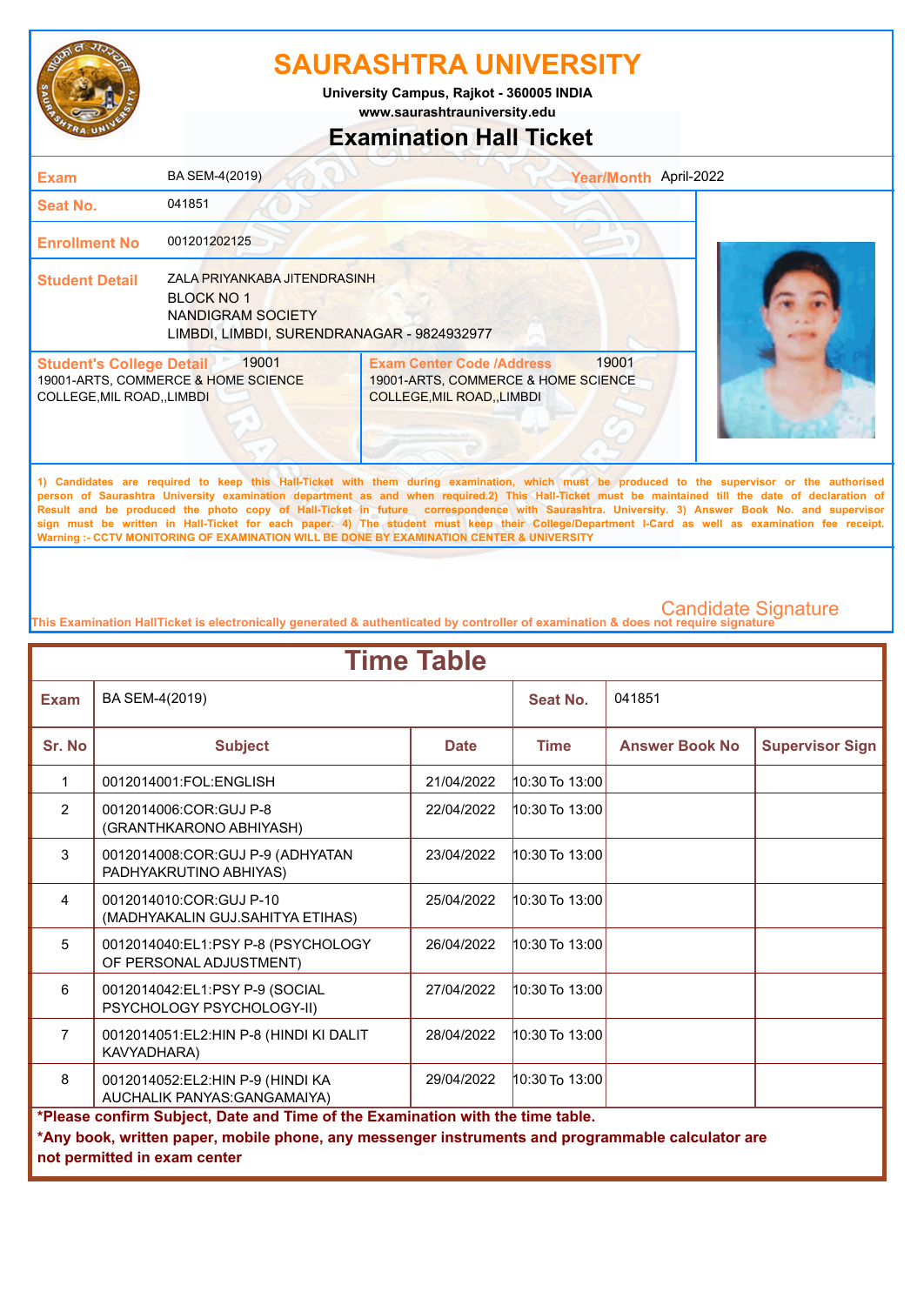# SAURASHTRA UNIVERSITY

**University Campus, Rajkot - 360005 INDIA**
**www.saurashtrauniversity.edu**

## Examination Hall Ticket

| | | | |
|---|---|---|---|
| **Exam** | BA SEM-4(2019) | **Year/Month** | April-2022 |
| **Seat No.** | 041851 | | |
| **Enrollment No** | 001201202125 | | |
| **Student Detail** | ZALA PRIYANKABA JITENDRASINH<br>BLOCK NO 1<br>NANDIGRAM SOCIETY<br>LIMBDI, LIMBDI, SURENDRANAGAR - 9824932977 | | |

| **Student's College Detail** 19001 | **Exam Center Code /Address** 19001 |
|---|---|
| 19001-ARTS, COMMERCE & HOME SCIENCE COLLEGE,MIL ROAD,,LIMBDI | 19001-ARTS, COMMERCE & HOME SCIENCE COLLEGE,MIL ROAD,,LIMBDI |

1) Candidates are required to keep this Hall-Ticket with them during examination, which must be produced to the supervisor or the authorised person of Saurashtra University examination department as and when required.2) This Hall-Ticket must be maintained till the date of declaration of Result and be produced the photo copy of Hall-Ticket in future correspondence with Saurashtra. University. 3) Answer Book No. and supervisor sign must be written in Hall-Ticket for each paper. 4) The student must keep their College/Department I-Card as well as examination fee receipt.
Warning :- CCTV MONITORING OF EXAMINATION WILL BE DONE BY EXAMINATION CENTER & UNIVERSITY

Candidate Signature

This Examination HallTicket is electronically generated & authenticated by controller of examination & does not require signature

## Time Table

| **Exam** | BA SEM-4(2019) | **Seat No.** | 041851 |
|---|---|---|---|

| Sr. No | Subject | Date | Time | Answer Book No | Supervisor Sign |
|---|---|---|---|---|---|
| 1 | 0012014001:FOL:ENGLISH | 21/04/2022 | 10:30 To 13:00 | | |
| 2 | 0012014006:COR:GUJ P-8 (GRANTHKARONO ABHIYASH) | 22/04/2022 | 10:30 To 13:00 | | |
| 3 | 0012014008:COR:GUJ P-9 (ADHYATAN PADHYAKRUTINO ABHIYAS) | 23/04/2022 | 10:30 To 13:00 | | |
| 4 | 0012014010:COR:GUJ P-10 (MADHYAKALIN GUJ.SAHITYA ETIHAS) | 25/04/2022 | 10:30 To 13:00 | | |
| 5 | 0012014040:EL1:PSY P-8 (PSYCHOLOGY OF PERSONAL ADJUSTMENT) | 26/04/2022 | 10:30 To 13:00 | | |
| 6 | 0012014042:EL1:PSY P-9 (SOCIAL PSYCHOLOGY PSYCHOLOGY-II) | 27/04/2022 | 10:30 To 13:00 | | |
| 7 | 0012014051:EL2:HIN P-8 (HINDI KI DALIT KAVYADHARA) | 28/04/2022 | 10:30 To 13:00 | | |
| 8 | 0012014052:EL2:HIN P-9 (HINDI KA AUCHALIK PANYAS:GANGAMAIYA) | 29/04/2022 | 10:30 To 13:00 | | |

**\*Please confirm Subject, Date and Time of the Examination with the time table.**

**\*Any book, written paper, mobile phone, any messenger instruments and programmable calculator are not permitted in exam center**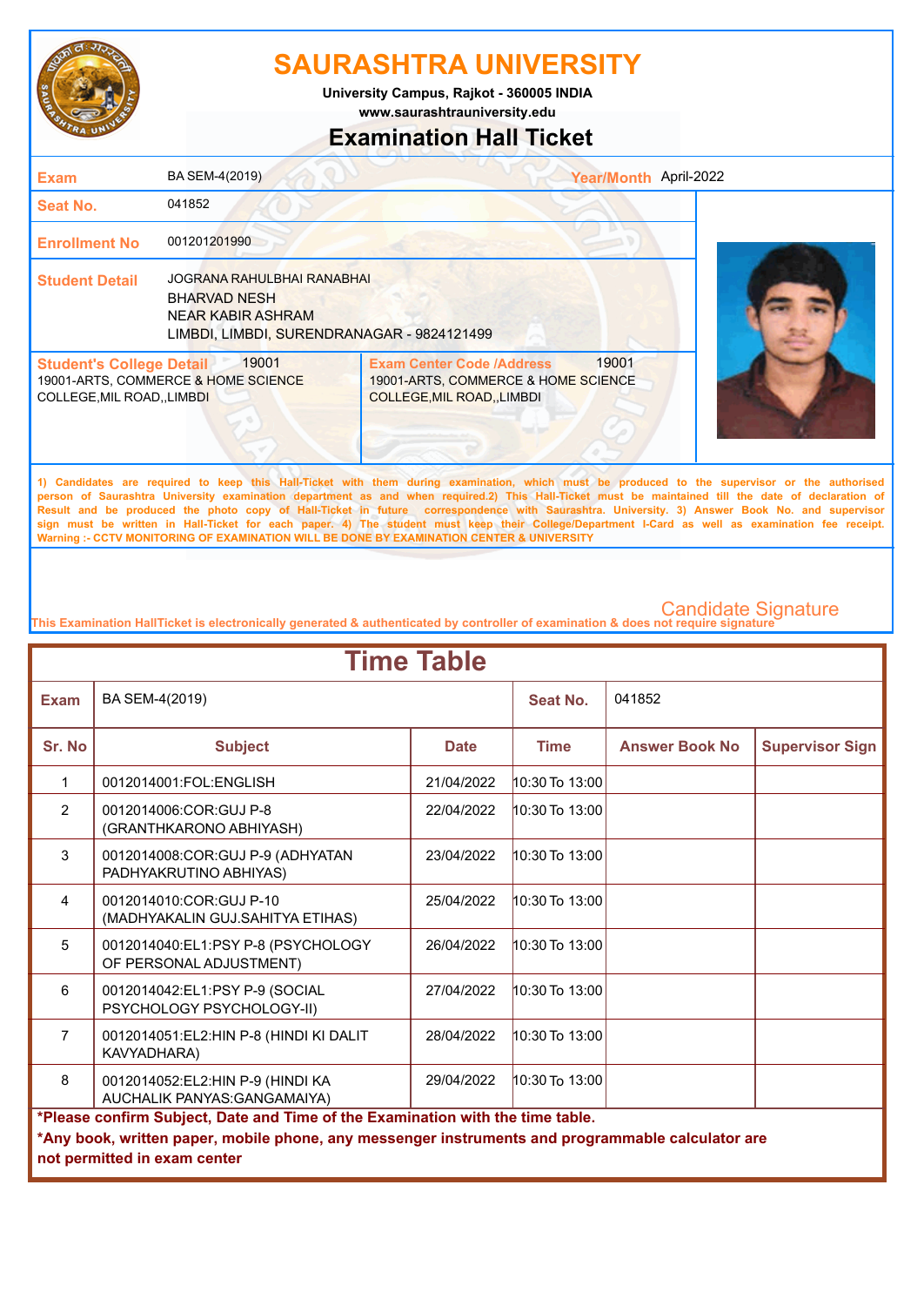# SAURASHTRA UNIVERSITY

**University Campus, Rajkot - 360005 INDIA**

**www.saurashtrauniversity.edu**

## Examination Hall Ticket

| | | | |
|---|---|---|---|
| **Exam** | BA SEM-4(2019) | **Year/Month** | April-2022 |
| **Seat No.** | 041852 | | |
| **Enrollment No** | 001201201990 | | |
| **Student Detail** | JOGRANA RAHULBHAI RANABHAI<br>BHARVAD NESH<br>NEAR KABIR ASHRAM<br>LIMBDI, LIMBDI, SURENDRANAGAR - 9824121499 | | |

| **Student's College Detail** 19001 | **Exam Center Code /Address** 19001 |
|---|---|
| 19001-ARTS, COMMERCE & HOME SCIENCE COLLEGE,MIL ROAD,,LIMBDI | 19001-ARTS, COMMERCE & HOME SCIENCE COLLEGE,MIL ROAD,,LIMBDI |

1) Candidates are required to keep this Hall-Ticket with them during examination, which must be produced to the supervisor or the authorised person of Saurashtra University examination department as and when required.2) This Hall-Ticket must be maintained till the date of declaration of Result and be produced the photo copy of Hall-Ticket in future correspondence with Saurashtra. University. 3) Answer Book No. and supervisor sign must be written in Hall-Ticket for each paper. 4) The student must keep their College/Department I-Card as well as examination fee receipt.
Warning :- CCTV MONITORING OF EXAMINATION WILL BE DONE BY EXAMINATION CENTER & UNIVERSITY

Candidate Signature

This Examination HallTicket is electronically generated & authenticated by controller of examination & does not require signature

## Time Table

| **Exam** | BA SEM-4(2019) | | **Seat No.** | 041852 | |
|---|---|---|---|---|---|
| **Sr. No** | **Subject** | **Date** | **Time** | **Answer Book No** | **Supervisor Sign** |
| 1 | 0012014001:FOL:ENGLISH | 21/04/2022 | 10:30 To 13:00 | | |
| 2 | 0012014006:COR:GUJ P-8 (GRANTHKARONO ABHIYASH) | 22/04/2022 | 10:30 To 13:00 | | |
| 3 | 0012014008:COR:GUJ P-9 (ADHYATAN PADHYAKRUTINO ABHIYAS) | 23/04/2022 | 10:30 To 13:00 | | |
| 4 | 0012014010:COR:GUJ P-10 (MADHYAKALIN GUJ.SAHITYA ETIHAS) | 25/04/2022 | 10:30 To 13:00 | | |
| 5 | 0012014040:EL1:PSY P-8 (PSYCHOLOGY OF PERSONAL ADJUSTMENT) | 26/04/2022 | 10:30 To 13:00 | | |
| 6 | 0012014042:EL1:PSY P-9 (SOCIAL PSYCHOLOGY PSYCHOLOGY-II) | 27/04/2022 | 10:30 To 13:00 | | |
| 7 | 0012014051:EL2:HIN P-8 (HINDI KI DALIT KAVYADHARA) | 28/04/2022 | 10:30 To 13:00 | | |
| 8 | 0012014052:EL2:HIN P-9 (HINDI KA AUCHALIK PANYAS:GANGAMAIYA) | 29/04/2022 | 10:30 To 13:00 | | |

**\*Please confirm Subject, Date and Time of the Examination with the time table.**

**\*Any book, written paper, mobile phone, any messenger instruments and programmable calculator are not permitted in exam center**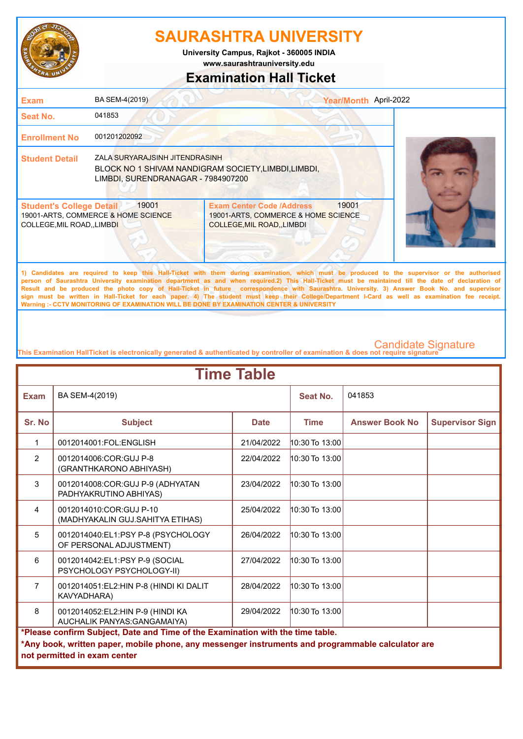# SAURASHTRA UNIVERSITY

University Campus, Rajkot - 360005 INDIA
www.saurashtrauniversity.edu

## Examination Hall Ticket

| | | | |
|---|---|---|---|
| **Exam** | BA SEM-4(2019) | **Year/Month** | April-2022 |
| **Seat No.** | 041853 | | |
| **Enrollment No** | 001201202092 | | |
| **Student Detail** | ZALA SURYARAJSINH JITENDRASINH<br>BLOCK NO 1 SHIVAM NANDIGRAM SOCIETY,LIMBDI,LIMBDI,<br>LIMBDI, SURENDRANAGAR - 7984907200 | | |

| **Student's College Detail** 19001 | **Exam Center Code /Address** 19001 |
|---|---|
| 19001-ARTS, COMMERCE & HOME SCIENCE COLLEGE,MIL ROAD,,LIMBDI | 19001-ARTS, COMMERCE & HOME SCIENCE COLLEGE,MIL ROAD,,LIMBDI |

1) Candidates are required to keep this Hall-Ticket with them during examination, which must be produced to the supervisor or the authorised person of Saurashtra University examination department as and when required.2) This Hall-Ticket must be maintained till the date of declaration of Result and be produced the photo copy of Hall-Ticket in future correspondence with Saurashtra. University. 3) Answer Book No. and supervisor sign must be written in Hall-Ticket for each paper. 4) The student must keep their College/Department I-Card as well as examination fee receipt.
Warning :- CCTV MONITORING OF EXAMINATION WILL BE DONE BY EXAMINATION CENTER & UNIVERSITY

Candidate Signature

This Examination HallTicket is electronically generated & authenticated by controller of examination & does not require signature

## Time Table

| **Exam** | BA SEM-4(2019) | **Seat No.** | 041853 |
|---|---|---|---|

| Sr. No | Subject | Date | Time | Answer Book No | Supervisor Sign |
|---|---|---|---|---|---|
| 1 | 0012014001:FOL:ENGLISH | 21/04/2022 | 10:30 To 13:00 | | |
| 2 | 0012014006:COR:GUJ P-8 (GRANTHKARONO ABHIYASH) | 22/04/2022 | 10:30 To 13:00 | | |
| 3 | 0012014008:COR:GUJ P-9 (ADHYATAN PADHYAKRUTINO ABHIYAS) | 23/04/2022 | 10:30 To 13:00 | | |
| 4 | 0012014010:COR:GUJ P-10 (MADHYAKALIN GUJ.SAHITYA ETIHAS) | 25/04/2022 | 10:30 To 13:00 | | |
| 5 | 0012014040:EL1:PSY P-8 (PSYCHOLOGY OF PERSONAL ADJUSTMENT) | 26/04/2022 | 10:30 To 13:00 | | |
| 6 | 0012014042:EL1:PSY P-9 (SOCIAL PSYCHOLOGY PSYCHOLOGY-II) | 27/04/2022 | 10:30 To 13:00 | | |
| 7 | 0012014051:EL2:HIN P-8 (HINDI KI DALIT KAVYADHARA) | 28/04/2022 | 10:30 To 13:00 | | |
| 8 | 0012014052:EL2:HIN P-9 (HINDI KA AUCHALIK PANYAS:GANGAMAIYA) | 29/04/2022 | 10:30 To 13:00 | | |

**\*Please confirm Subject, Date and Time of the Examination with the time table.**

**\*Any book, written paper, mobile phone, any messenger instruments and programmable calculator are not permitted in exam center**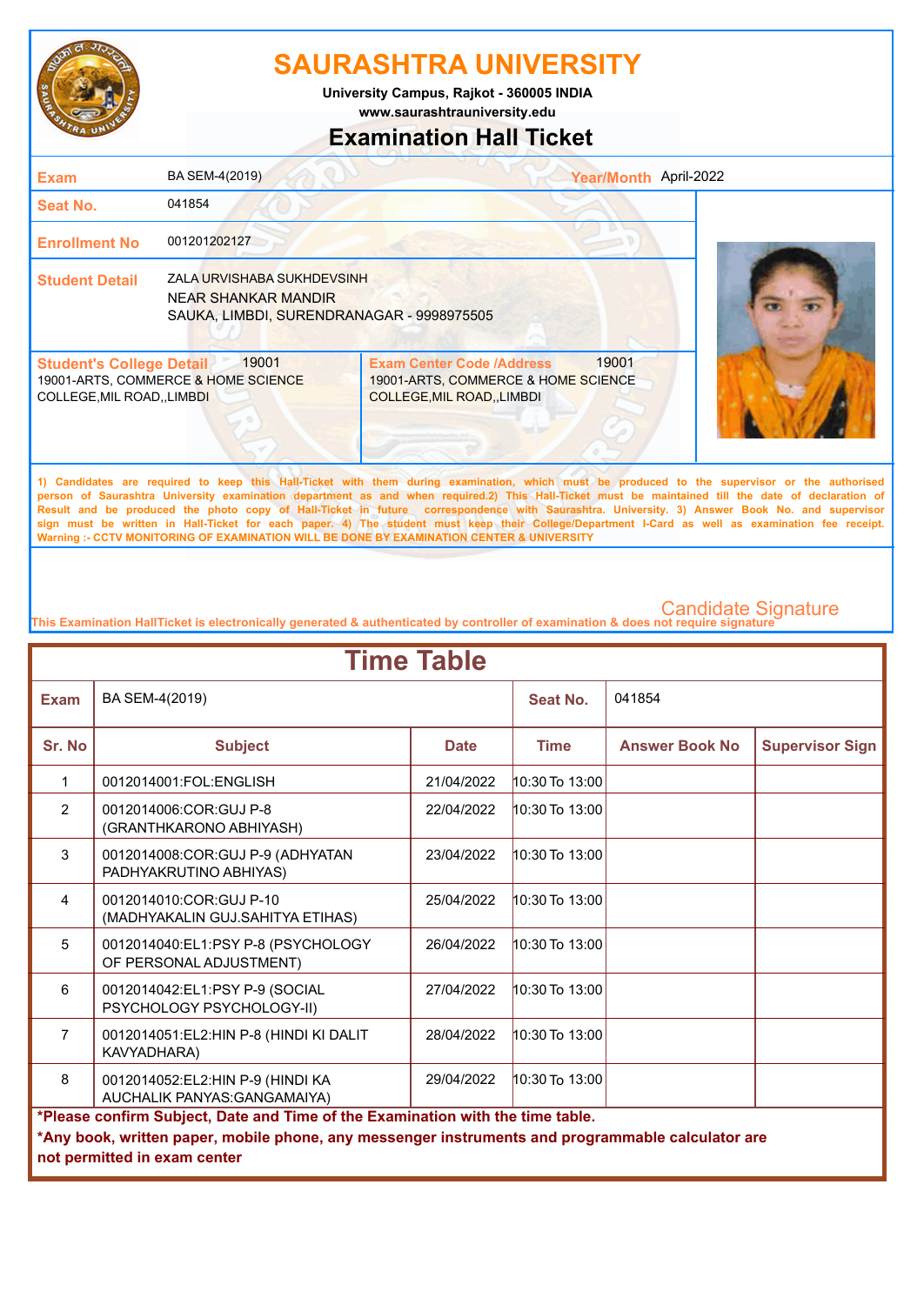# SAURASHTRA UNIVERSITY

University Campus, Rajkot - 360005 INDIA
www.saurashtrauniversity.edu

## Examination Hall Ticket

| | | | |
|---|---|---|---|
| **Exam** | BA SEM-4(2019) | **Year/Month** | April-2022 |
| **Seat No.** | 041854 | | |
| **Enrollment No** | 001201202127 | | |
| **Student Detail** | ZALA URVISHABA SUKHDEVSINH<br>NEAR SHANKAR MANDIR<br>SAUKA, LIMBDI, SURENDRANAGAR - 9998975505 | | |

| **Student's College Detail** 19001 | **Exam Center Code /Address** 19001 |
|---|---|
| 19001-ARTS, COMMERCE & HOME SCIENCE COLLEGE,MIL ROAD,,LIMBDI | 19001-ARTS, COMMERCE & HOME SCIENCE COLLEGE,MIL ROAD,,LIMBDI |

1) Candidates are required to keep this Hall-Ticket with them during examination, which must be produced to the supervisor or the authorised person of Saurashtra University examination department as and when required.2) This Hall-Ticket must be maintained till the date of declaration of Result and be produced the photo copy of Hall-Ticket in future correspondence with Saurashtra. University. 3) Answer Book No. and supervisor sign must be written in Hall-Ticket for each paper. 4) The student must keep their College/Department I-Card as well as examination fee receipt.
Warning :- CCTV MONITORING OF EXAMINATION WILL BE DONE BY EXAMINATION CENTER & UNIVERSITY

Candidate Signature

This Examination HallTicket is electronically generated & authenticated by controller of examination & does not require signature

## Time Table

| **Exam** | BA SEM-4(2019) | | **Seat No.** | 041854 | |
|---|---|---|---|---|---|
| **Sr. No** | **Subject** | **Date** | **Time** | **Answer Book No** | **Supervisor Sign** |
| 1 | 0012014001:FOL:ENGLISH | 21/04/2022 | 10:30 To 13:00 | | |
| 2 | 0012014006:COR:GUJ P-8 (GRANTHKARONO ABHIYASH) | 22/04/2022 | 10:30 To 13:00 | | |
| 3 | 0012014008:COR:GUJ P-9 (ADHYATAN PADHYAKRUTINO ABHIYAS) | 23/04/2022 | 10:30 To 13:00 | | |
| 4 | 0012014010:COR:GUJ P-10 (MADHYAKALIN GUJ.SAHITYA ETIHAS) | 25/04/2022 | 10:30 To 13:00 | | |
| 5 | 0012014040:EL1:PSY P-8 (PSYCHOLOGY OF PERSONAL ADJUSTMENT) | 26/04/2022 | 10:30 To 13:00 | | |
| 6 | 0012014042:EL1:PSY P-9 (SOCIAL PSYCHOLOGY PSYCHOLOGY-II) | 27/04/2022 | 10:30 To 13:00 | | |
| 7 | 0012014051:EL2:HIN P-8 (HINDI KI DALIT KAVYADHARA) | 28/04/2022 | 10:30 To 13:00 | | |
| 8 | 0012014052:EL2:HIN P-9 (HINDI KA AUCHALIK PANYAS:GANGAMAIYA) | 29/04/2022 | 10:30 To 13:00 | | |

**\*Please confirm Subject, Date and Time of the Examination with the time table.**

**\*Any book, written paper, mobile phone, any messenger instruments and programmable calculator are not permitted in exam center**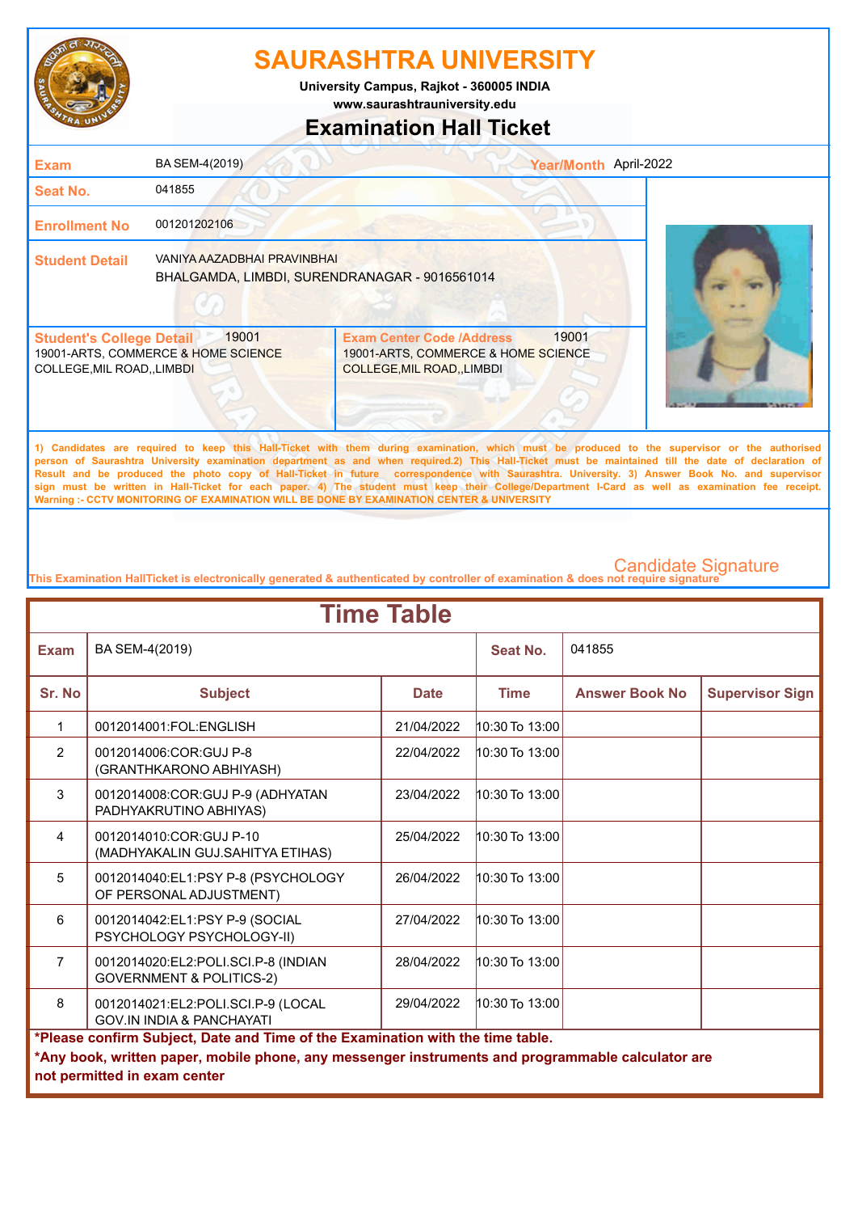# SAURASHTRA UNIVERSITY

University Campus, Rajkot - 360005 INDIA

www.saurashtrauniversity.edu

## Examination Hall Ticket

| | | | |
|---|---|---|---|
| **Exam** | BA SEM-4(2019) | **Year/Month** | April-2022 |
| **Seat No.** | 041855 | | |
| **Enrollment No** | 001201202106 | | |
| **Student Detail** | VANIYA AAZADBHAI PRAVINBHAI<br>BHALGAMDA, LIMBDI, SURENDRANAGAR - 9016561014 | | |

| **Student's College Detail** 19001 | **Exam Center Code /Address** 19001 |
|---|---|
| 19001-ARTS, COMMERCE & HOME SCIENCE COLLEGE,MIL ROAD,,LIMBDI | 19001-ARTS, COMMERCE & HOME SCIENCE COLLEGE,MIL ROAD,,LIMBDI |

**1) Candidates are required to keep this Hall-Ticket with them during examination, which must be produced to the supervisor or the authorised person of Saurashtra University examination department as and when required.2) This Hall-Ticket must be maintained till the date of declaration of Result and be produced the photo copy of Hall-Ticket in future correspondence with Saurashtra. University. 3) Answer Book No. and supervisor sign must be written in Hall-Ticket for each paper. 4) The student must keep their College/Department I-Card as well as examination fee receipt. Warning :- CCTV MONITORING OF EXAMINATION WILL BE DONE BY EXAMINATION CENTER & UNIVERSITY**

Candidate Signature

This Examination HallTicket is electronically generated & authenticated by controller of examination & does not require signature

## Time Table

| **Exam** | BA SEM-4(2019) | | **Seat No.** | 041855 | |
|---|---|---|---|---|---|
| **Sr. No** | **Subject** | **Date** | **Time** | **Answer Book No** | **Supervisor Sign** |
| 1 | 0012014001:FOL:ENGLISH | 21/04/2022 | 10:30 To 13:00 | | |
| 2 | 0012014006:COR:GUJ P-8 (GRANTHKARONO ABHIYASH) | 22/04/2022 | 10:30 To 13:00 | | |
| 3 | 0012014008:COR:GUJ P-9 (ADHYATAN PADHYAKRUTINO ABHIYAS) | 23/04/2022 | 10:30 To 13:00 | | |
| 4 | 0012014010:COR:GUJ P-10 (MADHYAKALIN GUJ.SAHITYA ETIHAS) | 25/04/2022 | 10:30 To 13:00 | | |
| 5 | 0012014040:EL1:PSY P-8 (PSYCHOLOGY OF PERSONAL ADJUSTMENT) | 26/04/2022 | 10:30 To 13:00 | | |
| 6 | 0012014042:EL1:PSY P-9 (SOCIAL PSYCHOLOGY PSYCHOLOGY-II) | 27/04/2022 | 10:30 To 13:00 | | |
| 7 | 0012014020:EL2:POLI.SCI.P-8 (INDIAN GOVERNMENT & POLITICS-2) | 28/04/2022 | 10:30 To 13:00 | | |
| 8 | 0012014021:EL2:POLI.SCI.P-9 (LOCAL GOV.IN INDIA & PANCHAYATI | 29/04/2022 | 10:30 To 13:00 | | |

**\*Please confirm Subject, Date and Time of the Examination with the time table.**

**\*Any book, written paper, mobile phone, any messenger instruments and programmable calculator are not permitted in exam center**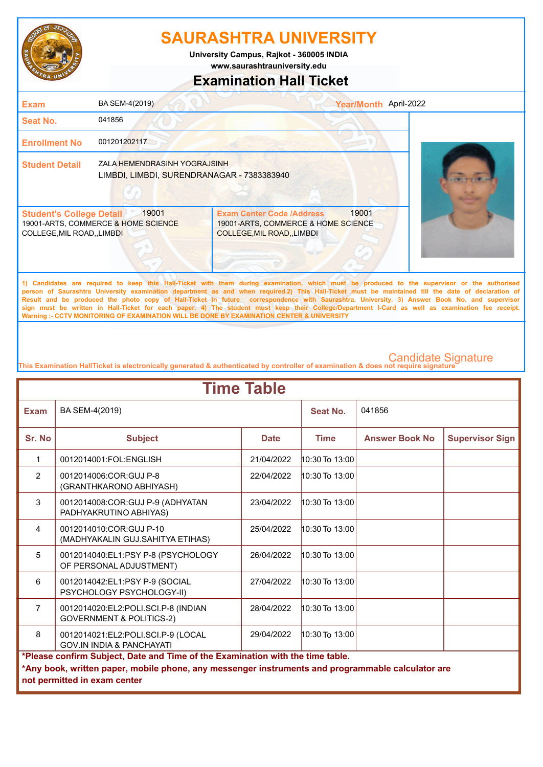# SAURASHTRA UNIVERSITY

University Campus, Rajkot - 360005 INDIA

www.saurashtrauniversity.edu

## Examination Hall Ticket

| | | | |
|---|---|---|---|
| **Exam** | BA SEM-4(2019) | **Year/Month** | April-2022 |
| **Seat No.** | 041856 | | |
| **Enrollment No** | 001201202117 | | |
| **Student Detail** | ZALA HEMENDRASINH YOGRAJSINH<br>LIMBDI, LIMBDI, SURENDRANAGAR - 7383383940 | | |

| **Student's College Detail** 19001 | **Exam Center Code /Address** 19001 |
|---|---|
| 19001-ARTS, COMMERCE & HOME SCIENCE COLLEGE,MIL ROAD,,LIMBDI | 19001-ARTS, COMMERCE & HOME SCIENCE COLLEGE,MIL ROAD,,LIMBDI |

1) Candidates are required to keep this Hall-Ticket with them during examination, which must be produced to the supervisor or the authorised person of Saurashtra University examination department as and when required.2) This Hall-Ticket must be maintained till the date of declaration of Result and be produced the photo copy of Hall-Ticket in future correspondence with Saurashtra. University. 3) Answer Book No. and supervisor sign must be written in Hall-Ticket for each paper. 4) The student must keep their College/Department I-Card as well as examination fee receipt. Warning :- CCTV MONITORING OF EXAMINATION WILL BE DONE BY EXAMINATION CENTER & UNIVERSITY

Candidate Signature

This Examination HallTicket is electronically generated & authenticated by controller of examination & does not require signature

## Time Table

| **Exam** | BA SEM-4(2019) | | **Seat No.** | 041856 | |
|---|---|---|---|---|---|
| **Sr. No** | **Subject** | **Date** | **Time** | **Answer Book No** | **Supervisor Sign** |
| 1 | 0012014001:FOL:ENGLISH | 21/04/2022 | 10:30 To 13:00 | | |
| 2 | 0012014006:COR:GUJ P-8 (GRANTHKARONO ABHIYASH) | 22/04/2022 | 10:30 To 13:00 | | |
| 3 | 0012014008:COR:GUJ P-9 (ADHYATAN PADHYAKRUTINO ABHIYAS) | 23/04/2022 | 10:30 To 13:00 | | |
| 4 | 0012014010:COR:GUJ P-10 (MADHYAKALIN GUJ.SAHITYA ETIHAS) | 25/04/2022 | 10:30 To 13:00 | | |
| 5 | 0012014040:EL1:PSY P-8 (PSYCHOLOGY OF PERSONAL ADJUSTMENT) | 26/04/2022 | 10:30 To 13:00 | | |
| 6 | 0012014042:EL1:PSY P-9 (SOCIAL PSYCHOLOGY PSYCHOLOGY-II) | 27/04/2022 | 10:30 To 13:00 | | |
| 7 | 0012014020:EL2:POLI.SCI.P-8 (INDIAN GOVERNMENT & POLITICS-2) | 28/04/2022 | 10:30 To 13:00 | | |
| 8 | 0012014021:EL2:POLI.SCI.P-9 (LOCAL GOV.IN INDIA & PANCHAYATI | 29/04/2022 | 10:30 To 13:00 | | |

**\*Please confirm Subject, Date and Time of the Examination with the time table.**

**\*Any book, written paper, mobile phone, any messenger instruments and programmable calculator are not permitted in exam center**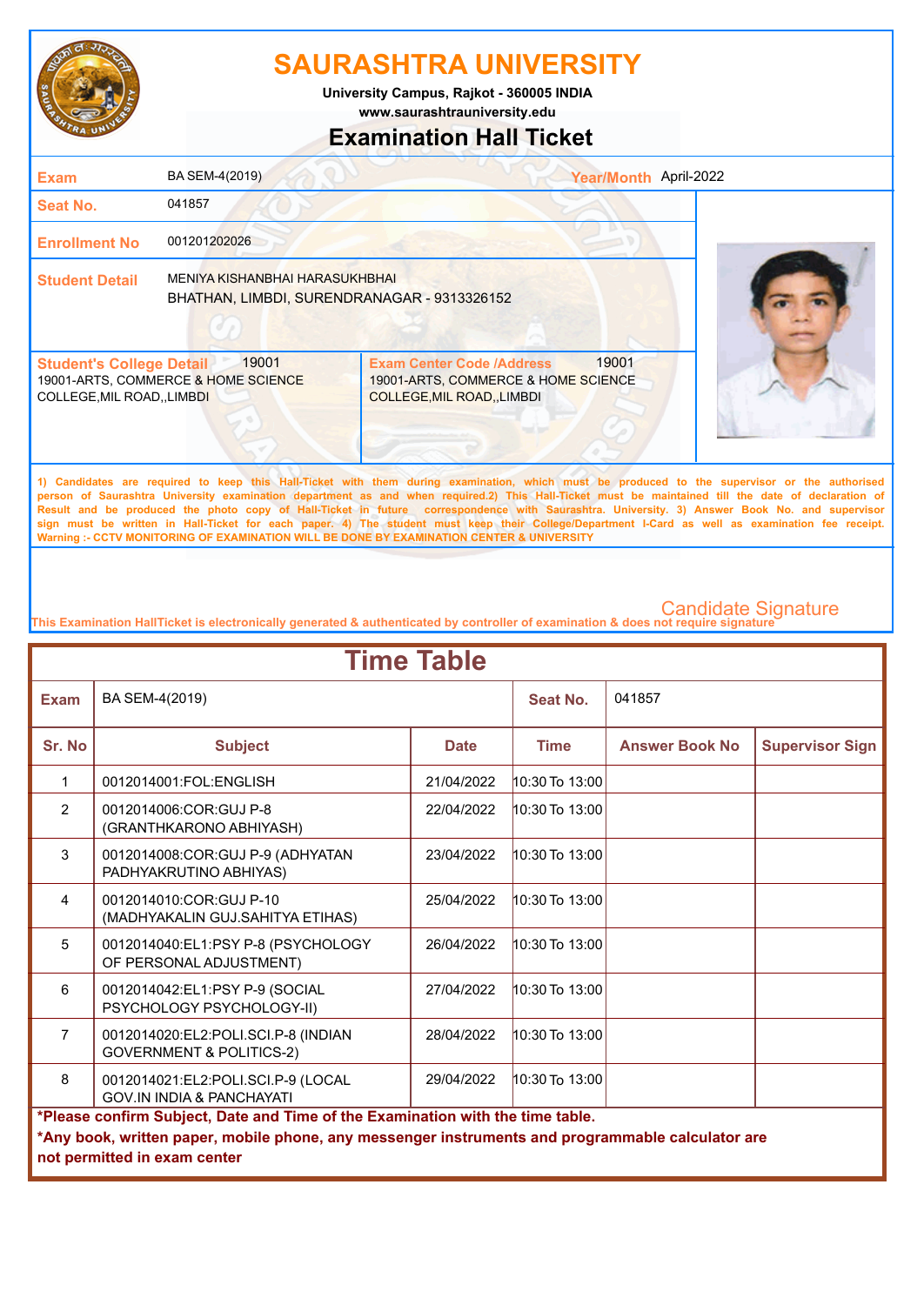# SAURASHTRA UNIVERSITY

University Campus, Rajkot - 360005 INDIA

www.saurashtrauniversity.edu

## Examination Hall Ticket

| | | | |
|---|---|---|---|
| **Exam** | BA SEM-4(2019) | **Year/Month** | April-2022 |
| **Seat No.** | 041857 | | |
| **Enrollment No** | 001201202026 | | |
| **Student Detail** | MENIYA KISHANBHAI HARASUKHBHAI<br>BHATHAN, LIMBDI, SURENDRANAGAR - 9313326152 | | |

| **Student's College Detail** 19001 | **Exam Center Code /Address** 19001 |
|---|---|
| 19001-ARTS, COMMERCE & HOME SCIENCE COLLEGE,MIL ROAD,,LIMBDI | 19001-ARTS, COMMERCE & HOME SCIENCE COLLEGE,MIL ROAD,,LIMBDI |

1) Candidates are required to keep this Hall-Ticket with them during examination, which must be produced to the supervisor or the authorised person of Saurashtra University examination department as and when required.2) This Hall-Ticket must be maintained till the date of declaration of Result and be produced the photo copy of Hall-Ticket in future correspondence with Saurashtra. University. 3) Answer Book No. and supervisor sign must be written in Hall-Ticket for each paper. 4) The student must keep their College/Department I-Card as well as examination fee receipt.
Warning :- CCTV MONITORING OF EXAMINATION WILL BE DONE BY EXAMINATION CENTER & UNIVERSITY

Candidate Signature

This Examination HallTicket is electronically generated & authenticated by controller of examination & does not require signature

## Time Table

**Exam:** BA SEM-4(2019) **Seat No.:** 041857

| Sr. No | Subject | Date | Time | Answer Book No | Supervisor Sign |
|---|---|---|---|---|---|
| 1 | 0012014001:FOL:ENGLISH | 21/04/2022 | 10:30 To 13:00 | | |
| 2 | 0012014006:COR:GUJ P-8 (GRANTHKARONO ABHIYASH) | 22/04/2022 | 10:30 To 13:00 | | |
| 3 | 0012014008:COR:GUJ P-9 (ADHYATAN PADHYAKRUTINO ABHIYAS) | 23/04/2022 | 10:30 To 13:00 | | |
| 4 | 0012014010:COR:GUJ P-10 (MADHYAKALIN GUJ.SAHITYA ETIHAS) | 25/04/2022 | 10:30 To 13:00 | | |
| 5 | 0012014040:EL1:PSY P-8 (PSYCHOLOGY OF PERSONAL ADJUSTMENT) | 26/04/2022 | 10:30 To 13:00 | | |
| 6 | 0012014042:EL1:PSY P-9 (SOCIAL PSYCHOLOGY PSYCHOLOGY-II) | 27/04/2022 | 10:30 To 13:00 | | |
| 7 | 0012014020:EL2:POLI.SCI.P-8 (INDIAN GOVERNMENT & POLITICS-2) | 28/04/2022 | 10:30 To 13:00 | | |
| 8 | 0012014021:EL2:POLI.SCI.P-9 (LOCAL GOV.IN INDIA & PANCHAYATI | 29/04/2022 | 10:30 To 13:00 | | |

**\*Please confirm Subject, Date and Time of the Examination with the time table.**

**\*Any book, written paper, mobile phone, any messenger instruments and programmable calculator are not permitted in exam center**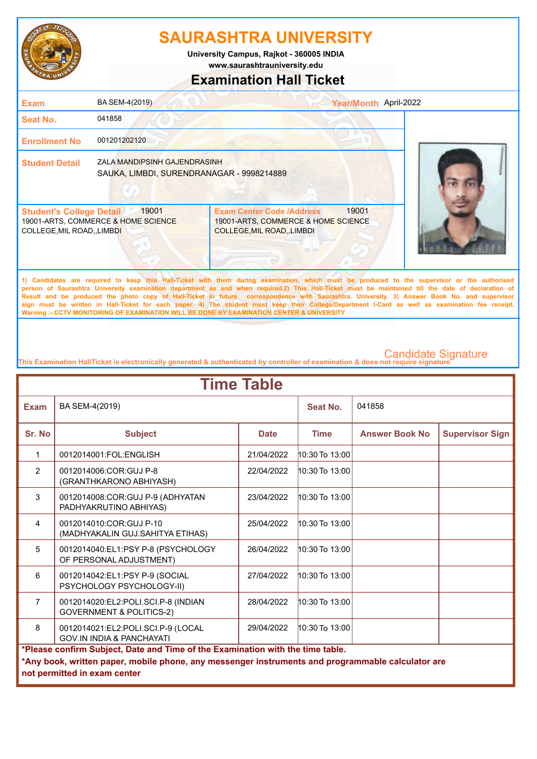# SAURASHTRA UNIVERSITY

**University Campus, Rajkot - 360005 INDIA**
**www.saurashtrauniversity.edu**

## Examination Hall Ticket

| | | | |
|---|---|---|---|
| **Exam** | BA SEM-4(2019) | **Year/Month** | April-2022 |
| **Seat No.** | 041858 | | |
| **Enrollment No** | 001201202120 | | |
| **Student Detail** | ZALA MANDIPSINH GAJENDRASINH<br>SAUKA, LIMBDI, SURENDRANAGAR - 9998214889 | | |

| **Student's College Detail** 19001 | **Exam Center Code /Address** 19001 |
|---|---|
| 19001-ARTS, COMMERCE & HOME SCIENCE COLLEGE,MIL ROAD,,LIMBDI | 19001-ARTS, COMMERCE & HOME SCIENCE COLLEGE,MIL ROAD,,LIMBDI |

1) Candidates are required to keep this Hall-Ticket with them during examination, which must be produced to the supervisor or the authorised person of Saurashtra University examination department as and when required.2) This Hall-Ticket must be maintained till the date of declaration of Result and be produced the photo copy of Hall-Ticket in future correspondence with Saurashtra. University. 3) Answer Book No. and supervisor sign must be written in Hall-Ticket for each paper. 4) The student must keep their College/Department I-Card as well as examination fee receipt.
Warning :- CCTV MONITORING OF EXAMINATION WILL BE DONE BY EXAMINATION CENTER & UNIVERSITY

Candidate Signature

This Examination HallTicket is electronically generated & authenticated by controller of examination & does not require signature

## Time Table

| **Exam** | BA SEM-4(2019) | | **Seat No.** | 041858 | |
|---|---|---|---|---|---|
| **Sr. No** | **Subject** | **Date** | **Time** | **Answer Book No** | **Supervisor Sign** |
| 1 | 0012014001:FOL:ENGLISH | 21/04/2022 | 10:30 To 13:00 | | |
| 2 | 0012014006:COR:GUJ P-8 (GRANTHKARONO ABHIYASH) | 22/04/2022 | 10:30 To 13:00 | | |
| 3 | 0012014008:COR:GUJ P-9 (ADHYATAN PADHYAKRUTINO ABHIYAS) | 23/04/2022 | 10:30 To 13:00 | | |
| 4 | 0012014010:COR:GUJ P-10 (MADHYAKALIN GUJ.SAHITYA ETIHAS) | 25/04/2022 | 10:30 To 13:00 | | |
| 5 | 0012014040:EL1:PSY P-8 (PSYCHOLOGY OF PERSONAL ADJUSTMENT) | 26/04/2022 | 10:30 To 13:00 | | |
| 6 | 0012014042:EL1:PSY P-9 (SOCIAL PSYCHOLOGY PSYCHOLOGY-II) | 27/04/2022 | 10:30 To 13:00 | | |
| 7 | 0012014020:EL2:POLI.SCI.P-8 (INDIAN GOVERNMENT & POLITICS-2) | 28/04/2022 | 10:30 To 13:00 | | |
| 8 | 0012014021:EL2:POLI.SCI.P-9 (LOCAL GOV.IN INDIA & PANCHAYATI | 29/04/2022 | 10:30 To 13:00 | | |

**\*Please confirm Subject, Date and Time of the Examination with the time table.**
**\*Any book, written paper, mobile phone, any messenger instruments and programmable calculator are not permitted in exam center**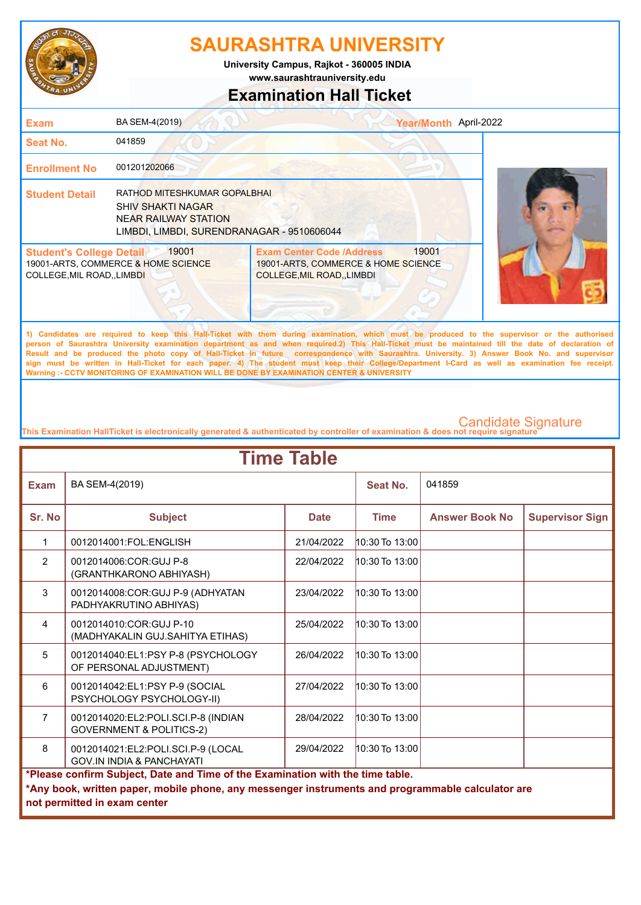# SAURASHTRA UNIVERSITY

University Campus, Rajkot - 360005 INDIA

www.saurashtrauniversity.edu

## Examination Hall Ticket

| | | | |
|---|---|---|---|
| **Exam** | BA SEM-4(2019) | **Year/Month** | April-2022 |
| **Seat No.** | 041859 | | |
| **Enrollment No** | 001201202066 | | |
| **Student Detail** | RATHOD MITESHKUMAR GOPALBHAI<br>SHIV SHAKTI NAGAR<br>NEAR RAILWAY STATION<br>LIMBDI, LIMBDI, SURENDRANAGAR - 9510606044 | | |

| | |
|---|---|
| **Student's College Detail** 19001 | **Exam Center Code /Address** 19001 |
| 19001-ARTS, COMMERCE & HOME SCIENCE COLLEGE,MIL ROAD,,LIMBDI | 19001-ARTS, COMMERCE & HOME SCIENCE COLLEGE,MIL ROAD,,LIMBDI |

1) Candidates are required to keep this Hall-Ticket with them during examination, which must be produced to the supervisor or the authorised person of Saurashtra University examination department as and when required.2) This Hall-Ticket must be maintained till the date of declaration of Result and be produced the photo copy of Hall-Ticket in future correspondence with Saurashtra. University. 3) Answer Book No. and supervisor sign must be written in Hall-Ticket for each paper. 4) The student must keep their College/Department I-Card as well as examination fee receipt.
Warning :- CCTV MONITORING OF EXAMINATION WILL BE DONE BY EXAMINATION CENTER & UNIVERSITY

Candidate Signature

This Examination HallTicket is electronically generated & authenticated by controller of examination & does not require signature

## Time Table

| | | | |
|---|---|---|---|
| **Exam** | BA SEM-4(2019) | **Seat No.** | 041859 |

| Sr. No | Subject | Date | Time | Answer Book No | Supervisor Sign |
|---|---|---|---|---|---|
| 1 | 0012014001:FOL:ENGLISH | 21/04/2022 | 10:30 To 13:00 | | |
| 2 | 0012014006:COR:GUJ P-8 (GRANTHKARONO ABHIYASH) | 22/04/2022 | 10:30 To 13:00 | | |
| 3 | 0012014008:COR:GUJ P-9 (ADHYATAN PADHYAKRUTINO ABHIYAS) | 23/04/2022 | 10:30 To 13:00 | | |
| 4 | 0012014010:COR:GUJ P-10 (MADHYAKALIN GUJ.SAHITYA ETIHAS) | 25/04/2022 | 10:30 To 13:00 | | |
| 5 | 0012014040:EL1:PSY P-8 (PSYCHOLOGY OF PERSONAL ADJUSTMENT) | 26/04/2022 | 10:30 To 13:00 | | |
| 6 | 0012014042:EL1:PSY P-9 (SOCIAL PSYCHOLOGY PSYCHOLOGY-II) | 27/04/2022 | 10:30 To 13:00 | | |
| 7 | 0012014020:EL2:POLI.SCI.P-8 (INDIAN GOVERNMENT & POLITICS-2) | 28/04/2022 | 10:30 To 13:00 | | |
| 8 | 0012014021:EL2:POLI.SCI.P-9 (LOCAL GOV.IN INDIA & PANCHAYATI | 29/04/2022 | 10:30 To 13:00 | | |

**\*Please confirm Subject, Date and Time of the Examination with the time table.**

**\*Any book, written paper, mobile phone, any messenger instruments and programmable calculator are not permitted in exam center**